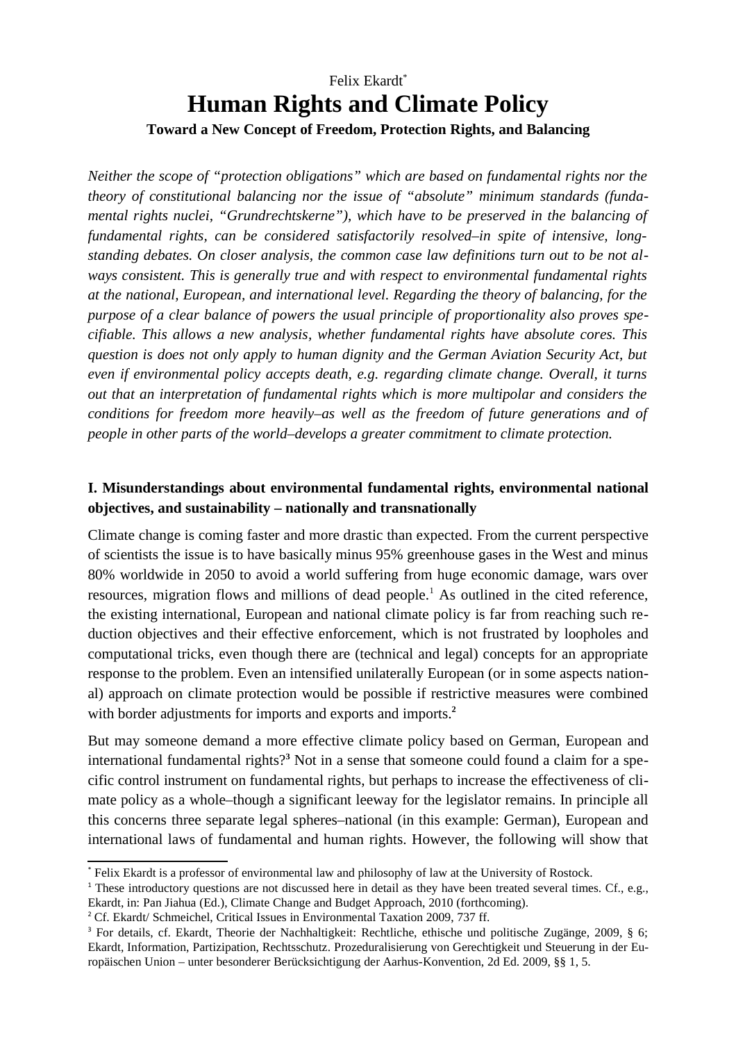Felix Ekardt[*]

# Human Rights and Climate Policy

**Toward a New Concept of Freedom, Protection Rights, and Balancing**

*Neither the scope of "protection obligations" which are based on fundamental rights nor the theory of constitutional balancing nor the issue of "absolute" minimum standards (fundamental rights nuclei, "Grundrechtskerne"), which have to be preserved in the balancing of fundamental rights, can be considered satisfactorily resolved–in spite of intensive, long-standing debates. On closer analysis, the common case law definitions turn out to be not always consistent. This is generally true and with respect to environmental fundamental rights at the national, European, and international level. Regarding the theory of balancing, for the purpose of a clear balance of powers the usual principle of proportionality also proves specifiable. This allows a new analysis, whether fundamental rights have absolute cores. This question is does not only apply to human dignity and the German Aviation Security Act, but even if environmental policy accepts death, e.g. regarding climate change. Overall, it turns out that an interpretation of fundamental rights which is more multipolar and considers the conditions for freedom more heavily–as well as the freedom of future generations and of people in other parts of the world–develops a greater commitment to climate protection.*

## I. Misunderstandings about environmental fundamental rights, environmental national objectives, and sustainability – nationally and transnationally

Climate change is coming faster and more drastic than expected. From the current perspective of scientists the issue is to have basically minus 95% greenhouse gases in the West and minus 80% worldwide in 2050 to avoid a world suffering from huge economic damage, wars over resources, migration flows and millions of dead people.[1] As outlined in the cited reference, the existing international, European and national climate policy is far from reaching such reduction objectives and their effective enforcement, which is not frustrated by loopholes and computational tricks, even though there are (technical and legal) concepts for an appropriate response to the problem. Even an intensified unilaterally European (or in some aspects national) approach on climate protection would be possible if restrictive measures were combined with border adjustments for imports and exports and imports.[2]

But may someone demand a more effective climate policy based on German, European and international fundamental rights?[3] Not in a sense that someone could found a claim for a specific control instrument on fundamental rights, but perhaps to increase the effectiveness of climate policy as a whole–though a significant leeway for the legislator remains. In principle all this concerns three separate legal spheres–national (in this example: German), European and international laws of fundamental and human rights. However, the following will show that

---

[*] Felix Ekardt is a professor of environmental law and philosophy of law at the University of Rostock.

[1] These introductory questions are not discussed here in detail as they have been treated several times. Cf., e.g., Ekardt, in: Pan Jiahua (Ed.), Climate Change and Budget Approach, 2010 (forthcoming).

[2] Cf. Ekardt/ Schmeichel, Critical Issues in Environmental Taxation 2009, 737 ff.

[3] For details, cf. Ekardt, Theorie der Nachhaltigkeit: Rechtliche, ethische und politische Zugänge, 2009, § 6; Ekardt, Information, Partizipation, Rechtsschutz. Prozeduralisierung von Gerechtigkeit und Steuerung in der Europäischen Union – unter besonderer Berücksichtigung der Aarhus-Konvention, 2d Ed. 2009, §§ 1, 5.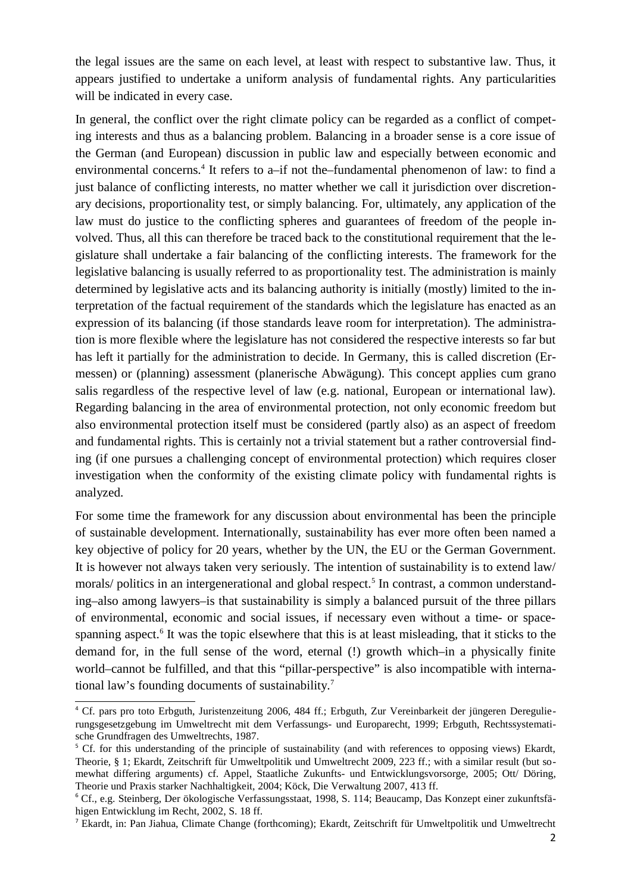the legal issues are the same on each level, at least with respect to substantive law. Thus, it appears justified to undertake a uniform analysis of fundamental rights. Any particularities will be indicated in every case.

In general, the conflict over the right climate policy can be regarded as a conflict of competing interests and thus as a balancing problem. Balancing in a broader sense is a core issue of the German (and European) discussion in public law and especially between economic and environmental concerns.[4] It refers to a–if not the–fundamental phenomenon of law: to find a just balance of conflicting interests, no matter whether we call it jurisdiction over discretionary decisions, proportionality test, or simply balancing. For, ultimately, any application of the law must do justice to the conflicting spheres and guarantees of freedom of the people involved. Thus, all this can therefore be traced back to the constitutional requirement that the legislature shall undertake a fair balancing of the conflicting interests. The framework for the legislative balancing is usually referred to as proportionality test. The administration is mainly determined by legislative acts and its balancing authority is initially (mostly) limited to the interpretation of the factual requirement of the standards which the legislature has enacted as an expression of its balancing (if those standards leave room for interpretation). The administration is more flexible where the legislature has not considered the respective interests so far but has left it partially for the administration to decide. In Germany, this is called discretion (Ermessen) or (planning) assessment (planerische Abwägung). This concept applies cum grano salis regardless of the respective level of law (e.g. national, European or international law). Regarding balancing in the area of environmental protection, not only economic freedom but also environmental protection itself must be considered (partly also) as an aspect of freedom and fundamental rights. This is certainly not a trivial statement but a rather controversial finding (if one pursues a challenging concept of environmental protection) which requires closer investigation when the conformity of the existing climate policy with fundamental rights is analyzed.

For some time the framework for any discussion about environmental has been the principle of sustainable development. Internationally, sustainability has ever more often been named a key objective of policy for 20 years, whether by the UN, the EU or the German Government. It is however not always taken very seriously. The intention of sustainability is to extend law/ morals/ politics in an intergenerational and global respect.[5] In contrast, a common understanding–also among lawyers–is that sustainability is simply a balanced pursuit of the three pillars of environmental, economic and social issues, if necessary even without a time- or space-spanning aspect.[6] It was the topic elsewhere that this is at least misleading, that it sticks to the demand for, in the full sense of the word, eternal (!) growth which–in a physically finite world–cannot be fulfilled, and that this "pillar-perspective" is also incompatible with international law's founding documents of sustainability.[7]

---

[4] Cf. pars pro toto Erbguth, Juristenzeitung 2006, 484 ff.; Erbguth, Zur Vereinbarkeit der jüngeren Deregulierungsgesetzgebung im Umweltrecht mit dem Verfassungs- und Europarecht, 1999; Erbguth, Rechtssystematische Grundfragen des Umweltrechts, 1987.

[5] Cf. for this understanding of the principle of sustainability (and with references to opposing views) Ekardt, Theorie, § 1; Ekardt, Zeitschrift für Umweltpolitik und Umweltrecht 2009, 223 ff.; with a similar result (but somewhat differing arguments) cf. Appel, Staatliche Zukunfts- und Entwicklungsvorsorge, 2005; Ott/ Döring, Theorie und Praxis starker Nachhaltigkeit, 2004; Köck, Die Verwaltung 2007, 413 ff.

[6] Cf., e.g. Steinberg, Der ökologische Verfassungsstaat, 1998, S. 114; Beaucamp, Das Konzept einer zukunftsfähigen Entwicklung im Recht, 2002, S. 18 ff.

[7] Ekardt, in: Pan Jiahua, Climate Change (forthcoming); Ekardt, Zeitschrift für Umweltpolitik und Umweltrecht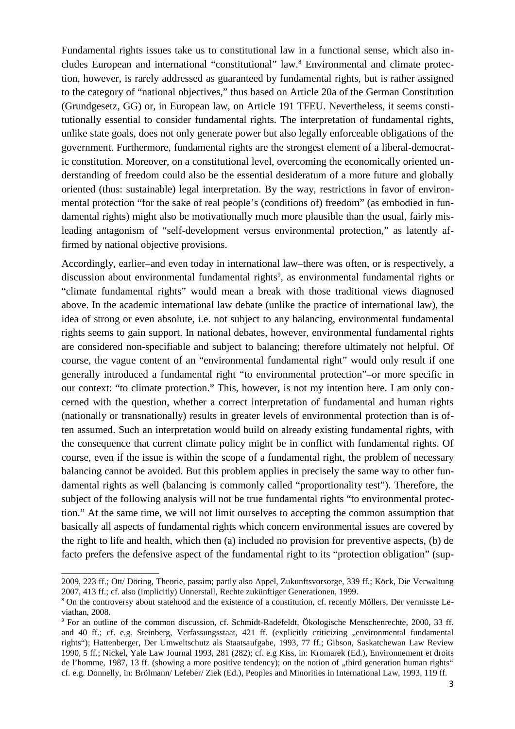Fundamental rights issues take us to constitutional law in a functional sense, which also includes European and international "constitutional" law.[8] Environmental and climate protection, however, is rarely addressed as guaranteed by fundamental rights, but is rather assigned to the category of "national objectives," thus based on Article 20a of the German Constitution (Grundgesetz, GG) or, in European law, on Article 191 TFEU. Nevertheless, it seems constitutionally essential to consider fundamental rights. The interpretation of fundamental rights, unlike state goals, does not only generate power but also legally enforceable obligations of the government. Furthermore, fundamental rights are the strongest element of a liberal-democratic constitution. Moreover, on a constitutional level, overcoming the economically oriented understanding of freedom could also be the essential desideratum of a more future and globally oriented (thus: sustainable) legal interpretation. By the way, restrictions in favor of environmental protection "for the sake of real people's (conditions of) freedom" (as embodied in fundamental rights) might also be motivationally much more plausible than the usual, fairly misleading antagonism of "self-development versus environmental protection," as latently affirmed by national objective provisions.

Accordingly, earlier–and even today in international law–there was often, or is respectively, a discussion about environmental fundamental rights[9], as environmental fundamental rights or "climate fundamental rights" would mean a break with those traditional views diagnosed above. In the academic international law debate (unlike the practice of international law), the idea of strong or even absolute, i.e. not subject to any balancing, environmental fundamental rights seems to gain support. In national debates, however, environmental fundamental rights are considered non-specifiable and subject to balancing; therefore ultimately not helpful. Of course, the vague content of an "environmental fundamental right" would only result if one generally introduced a fundamental right "to environmental protection"–or more specific in our context: "to climate protection." This, however, is not my intention here. I am only concerned with the question, whether a correct interpretation of fundamental and human rights (nationally or transnationally) results in greater levels of environmental protection than is often assumed. Such an interpretation would build on already existing fundamental rights, with the consequence that current climate policy might be in conflict with fundamental rights. Of course, even if the issue is within the scope of a fundamental right, the problem of necessary balancing cannot be avoided. But this problem applies in precisely the same way to other fundamental rights as well (balancing is commonly called "proportionality test"). Therefore, the subject of the following analysis will not be true fundamental rights "to environmental protection." At the same time, we will not limit ourselves to accepting the common assumption that basically all aspects of fundamental rights which concern environmental issues are covered by the right to life and health, which then (a) included no provision for preventive aspects, (b) de facto prefers the defensive aspect of the fundamental right to its "protection obligation" (sup-

---

2009, 223 ff.; Ott/ Döring, Theorie, passim; partly also Appel, Zukunftsvorsorge, 339 ff.; Köck, Die Verwaltung 2007, 413 ff.; cf. also (implicitly) Unnerstall, Rechte zukünftiger Generationen, 1999.

[8] On the controversy about statehood and the existence of a constitution, cf. recently Möllers, Der vermisste Leviathan, 2008.

[9] For an outline of the common discussion, cf. Schmidt-Radefeldt, Ökologische Menschenrechte, 2000, 33 ff. and 40 ff.; cf. e.g. Steinberg, Verfassungsstaat, 421 ff. (explicitly criticizing „environmental fundamental rights"); Hattenberger, Der Umweltschutz als Staatsaufgabe, 1993, 77 ff.; Gibson, Saskatchewan Law Review 1990, 5 ff.; Nickel, Yale Law Journal 1993, 281 (282); cf. e.g Kiss, in: Kromarek (Ed.), Environnement et droits de l'homme, 1987, 13 ff. (showing a more positive tendency); on the notion of „third generation human rights" cf. e.g. Donnelly, in: Brölmann/ Lefeber/ Ziek (Ed.), Peoples and Minorities in International Law, 1993, 119 ff.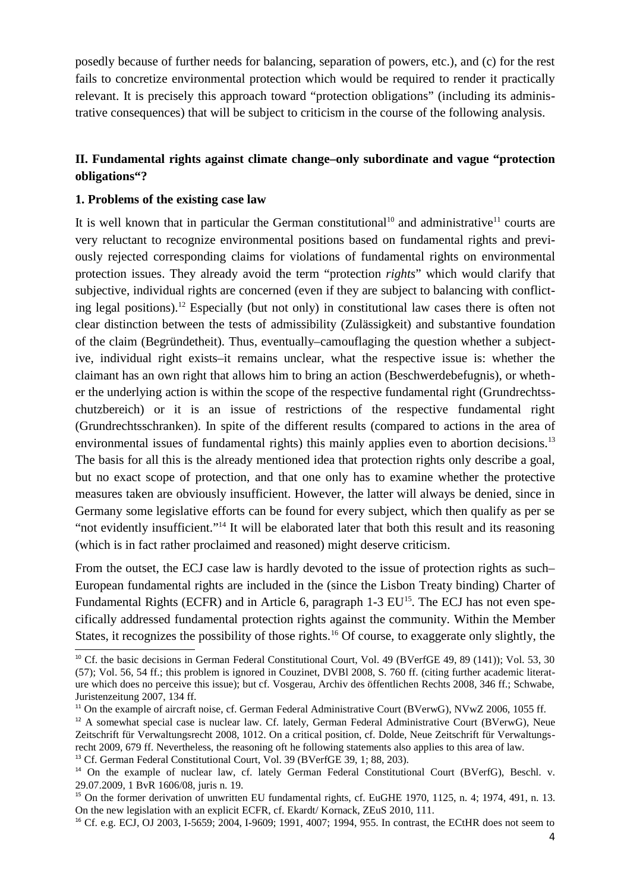posedly because of further needs for balancing, separation of powers, etc.), and (c) for the rest fails to concretize environmental protection which would be required to render it practically relevant. It is precisely this approach toward "protection obligations" (including its administrative consequences) that will be subject to criticism in the course of the following analysis.

## II. Fundamental rights against climate change–only subordinate and vague "protection obligations"?

### 1. Problems of the existing case law

It is well known that in particular the German constitutional[10] and administrative[11] courts are very reluctant to recognize environmental positions based on fundamental rights and previously rejected corresponding claims for violations of fundamental rights on environmental protection issues. They already avoid the term "protection *rights*" which would clarify that subjective, individual rights are concerned (even if they are subject to balancing with conflicting legal positions).[12] Especially (but not only) in constitutional law cases there is often not clear distinction between the tests of admissibility (Zulässigkeit) and substantive foundation of the claim (Begründetheit). Thus, eventually–camouflaging the question whether a subjective, individual right exists–it remains unclear, what the respective issue is: whether the claimant has an own right that allows him to bring an action (Beschwerdebefugnis), or whether the underlying action is within the scope of the respective fundamental right (Grundrechtsschutzbereich) or it is an issue of restrictions of the respective fundamental right (Grundrechtsschranken). In spite of the different results (compared to actions in the area of environmental issues of fundamental rights) this mainly applies even to abortion decisions.[13] The basis for all this is the already mentioned idea that protection rights only describe a goal, but no exact scope of protection, and that one only has to examine whether the protective measures taken are obviously insufficient. However, the latter will always be denied, since in Germany some legislative efforts can be found for every subject, which then qualify as per se "not evidently insufficient."[14] It will be elaborated later that both this result and its reasoning (which is in fact rather proclaimed and reasoned) might deserve criticism.

From the outset, the ECJ case law is hardly devoted to the issue of protection rights as such–European fundamental rights are included in the (since the Lisbon Treaty binding) Charter of Fundamental Rights (ECFR) and in Article 6, paragraph 1-3 EU[15]. The ECJ has not even specifically addressed fundamental protection rights against the community. Within the Member States, it recognizes the possibility of those rights.[16] Of course, to exaggerate only slightly, the

---

[10] Cf. the basic decisions in German Federal Constitutional Court, Vol. 49 (BVerfGE 49, 89 (141)); Vol. 53, 30 (57); Vol. 56, 54 ff.; this problem is ignored in Couzinet, DVBl 2008, S. 760 ff. (citing further academic literature which does no perceive this issue); but cf. Vosgerau, Archiv des öffentlichen Rechts 2008, 346 ff.; Schwabe, Juristenzeitung 2007, 134 ff.

[11] On the example of aircraft noise, cf. German Federal Administrative Court (BVerwG), NVwZ 2006, 1055 ff.

[12] A somewhat special case is nuclear law. Cf. lately, German Federal Administrative Court (BVerwG), Neue Zeitschrift für Verwaltungsrecht 2008, 1012. On a critical position, cf. Dolde, Neue Zeitschrift für Verwaltungsrecht 2009, 679 ff. Nevertheless, the reasoning oft he following statements also applies to this area of law.

[13] Cf. German Federal Constitutional Court, Vol. 39 (BVerfGE 39, 1; 88, 203).

[14] On the example of nuclear law, cf. lately German Federal Constitutional Court (BVerfG), Beschl. v. 29.07.2009, 1 BvR 1606/08, juris n. 19.

[15] On the former derivation of unwritten EU fundamental rights, cf. EuGHE 1970, 1125, n. 4; 1974, 491, n. 13. On the new legislation with an explicit ECFR, cf. Ekardt/ Kornack, ZEuS 2010, 111.

[16] Cf. e.g. ECJ, OJ 2003, I-5659; 2004, I-9609; 1991, 4007; 1994, 955. In contrast, the ECtHR does not seem to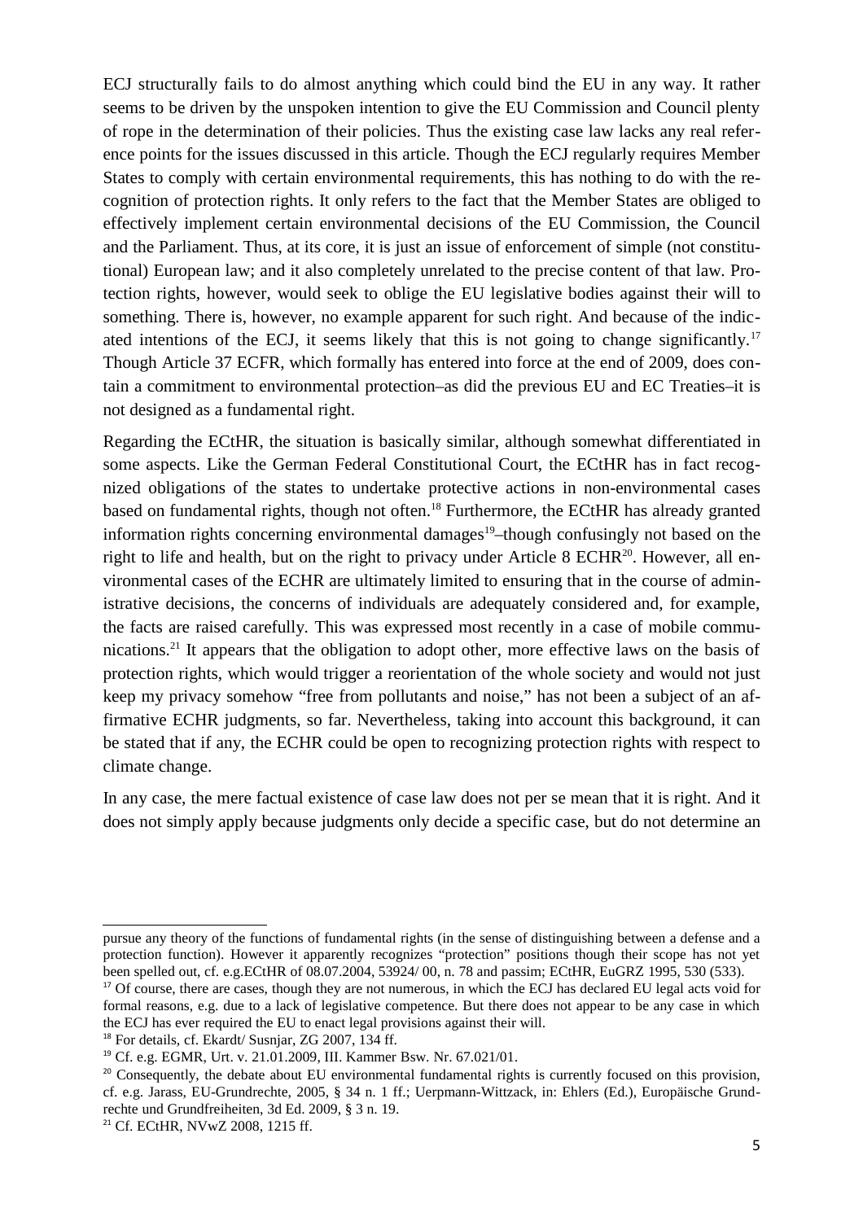ECJ structurally fails to do almost anything which could bind the EU in any way. It rather seems to be driven by the unspoken intention to give the EU Commission and Council plenty of rope in the determination of their policies. Thus the existing case law lacks any real reference points for the issues discussed in this article. Though the ECJ regularly requires Member States to comply with certain environmental requirements, this has nothing to do with the recognition of protection rights. It only refers to the fact that the Member States are obliged to effectively implement certain environmental decisions of the EU Commission, the Council and the Parliament. Thus, at its core, it is just an issue of enforcement of simple (not constitutional) European law; and it also completely unrelated to the precise content of that law. Protection rights, however, would seek to oblige the EU legislative bodies against their will to something. There is, however, no example apparent for such right. And because of the indicated intentions of the ECJ, it seems likely that this is not going to change significantly.[17] Though Article 37 ECFR, which formally has entered into force at the end of 2009, does contain a commitment to environmental protection–as did the previous EU and EC Treaties–it is not designed as a fundamental right.

Regarding the ECtHR, the situation is basically similar, although somewhat differentiated in some aspects. Like the German Federal Constitutional Court, the ECtHR has in fact recognized obligations of the states to undertake protective actions in non-environmental cases based on fundamental rights, though not often.[18] Furthermore, the ECtHR has already granted information rights concerning environmental damages[19]–though confusingly not based on the right to life and health, but on the right to privacy under Article 8 ECHR[20]. However, all environmental cases of the ECHR are ultimately limited to ensuring that in the course of administrative decisions, the concerns of individuals are adequately considered and, for example, the facts are raised carefully. This was expressed most recently in a case of mobile communications.[21] It appears that the obligation to adopt other, more effective laws on the basis of protection rights, which would trigger a reorientation of the whole society and would not just keep my privacy somehow "free from pollutants and noise," has not been a subject of an affirmative ECHR judgments, so far. Nevertheless, taking into account this background, it can be stated that if any, the ECHR could be open to recognizing protection rights with respect to climate change.

In any case, the mere factual existence of case law does not per se mean that it is right. And it does not simply apply because judgments only decide a specific case, but do not determine an

---

pursue any theory of the functions of fundamental rights (in the sense of distinguishing between a defense and a protection function). However it apparently recognizes "protection" positions though their scope has not yet been spelled out, cf. e.g.ECtHR of 08.07.2004, 53924/ 00, n. 78 and passim; ECtHR, EuGRZ 1995, 530 (533).

[17] Of course, there are cases, though they are not numerous, in which the ECJ has declared EU legal acts void for formal reasons, e.g. due to a lack of legislative competence. But there does not appear to be any case in which the ECJ has ever required the EU to enact legal provisions against their will.

[18] For details, cf. Ekardt/ Susnjar, ZG 2007, 134 ff.

[19] Cf. e.g. EGMR, Urt. v. 21.01.2009, III. Kammer Bsw. Nr. 67.021/01.

[20] Consequently, the debate about EU environmental fundamental rights is currently focused on this provision, cf. e.g. Jarass, EU-Grundrechte, 2005, § 34 n. 1 ff.; Uerpmann-Wittzack, in: Ehlers (Ed.), Europäische Grundrechte und Grundfreiheiten, 3d Ed. 2009, § 3 n. 19.

[21] Cf. ECtHR, NVwZ 2008, 1215 ff.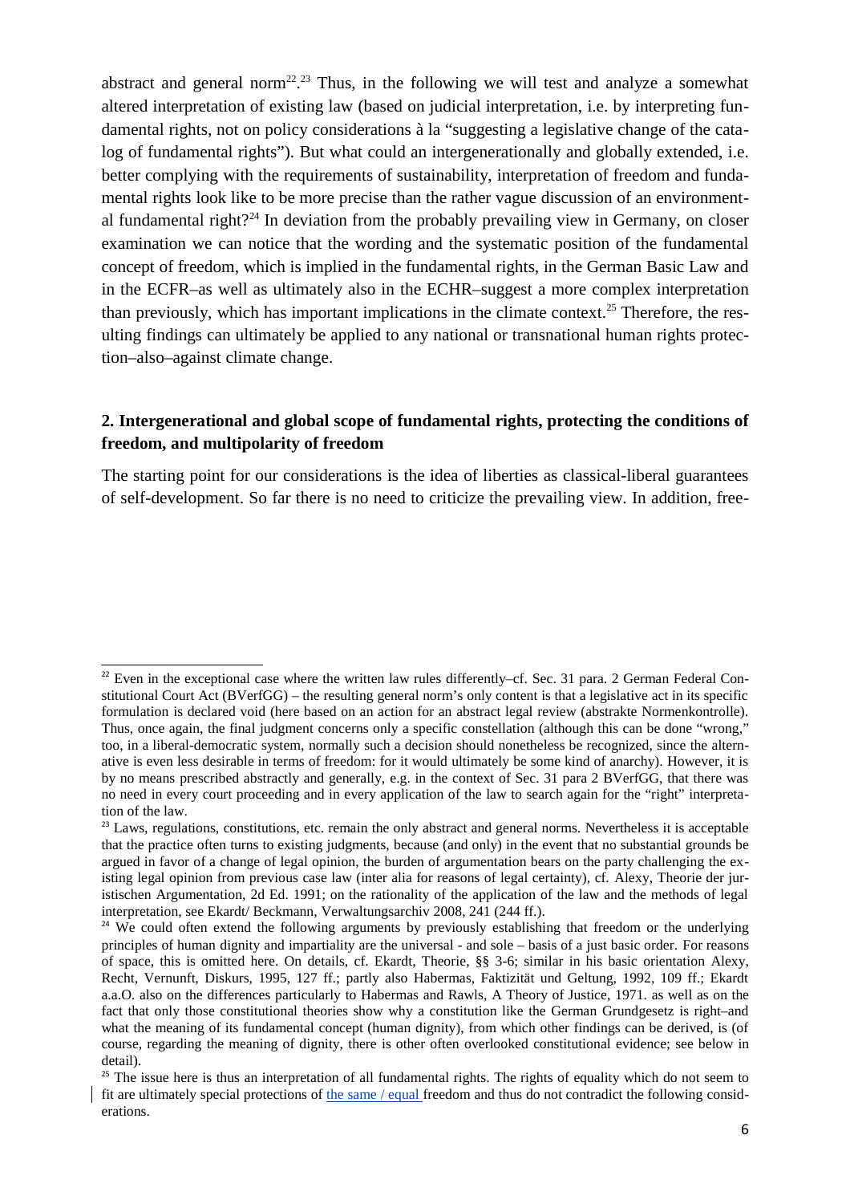abstract and general norm[22].[23] Thus, in the following we will test and analyze a somewhat altered interpretation of existing law (based on judicial interpretation, i.e. by interpreting fundamental rights, not on policy considerations à la "suggesting a legislative change of the catalog of fundamental rights"). But what could an intergenerationally and globally extended, i.e. better complying with the requirements of sustainability, interpretation of freedom and fundamental rights look like to be more precise than the rather vague discussion of an environmental fundamental right?[24] In deviation from the probably prevailing view in Germany, on closer examination we can notice that the wording and the systematic position of the fundamental concept of freedom, which is implied in the fundamental rights, in the German Basic Law and in the ECFR–as well as ultimately also in the ECHR–suggest a more complex interpretation than previously, which has important implications in the climate context.[25] Therefore, the resulting findings can ultimately be applied to any national or transnational human rights protection–also–against climate change.

## 2. Intergenerational and global scope of fundamental rights, protecting the conditions of freedom, and multipolarity of freedom

The starting point for our considerations is the idea of liberties as classical-liberal guarantees of self-development. So far there is no need to criticize the prevailing view. In addition, free-

---

[22] Even in the exceptional case where the written law rules differently–cf. Sec. 31 para. 2 German Federal Constitutional Court Act (BVerfGG) – the resulting general norm's only content is that a legislative act in its specific formulation is declared void (here based on an action for an abstract legal review (abstrakte Normenkontrolle). Thus, once again, the final judgment concerns only a specific constellation (although this can be done "wrong," too, in a liberal-democratic system, normally such a decision should nonetheless be recognized, since the alternative is even less desirable in terms of freedom: for it would ultimately be some kind of anarchy). However, it is by no means prescribed abstractly and generally, e.g. in the context of Sec. 31 para 2 BVerfGG, that there was no need in every court proceeding and in every application of the law to search again for the "right" interpretation of the law.

[23] Laws, regulations, constitutions, etc. remain the only abstract and general norms. Nevertheless it is acceptable that the practice often turns to existing judgments, because (and only) in the event that no substantial grounds be argued in favor of a change of legal opinion, the burden of argumentation bears on the party challenging the existing legal opinion from previous case law (inter alia for reasons of legal certainty), cf. Alexy, Theorie der juristischen Argumentation, 2d Ed. 1991; on the rationality of the application of the law and the methods of legal interpretation, see Ekardt/ Beckmann, Verwaltungsarchiv 2008, 241 (244 ff.).

[24] We could often extend the following arguments by previously establishing that freedom or the underlying principles of human dignity and impartiality are the universal - and sole – basis of a just basic order. For reasons of space, this is omitted here. On details, cf. Ekardt, Theorie, §§ 3-6; similar in his basic orientation Alexy, Recht, Vernunft, Diskurs, 1995, 127 ff.; partly also Habermas, Faktizität und Geltung, 1992, 109 ff.; Ekardt a.a.O. also on the differences particularly to Habermas and Rawls, A Theory of Justice, 1971. as well as on the fact that only those constitutional theories show why a constitution like the German Grundgesetz is right–and what the meaning of its fundamental concept (human dignity), from which other findings can be derived, is (of course, regarding the meaning of dignity, there is other often overlooked constitutional evidence; see below in detail).

[25] The issue here is thus an interpretation of all fundamental rights. The rights of equality which do not seem to fit are ultimately special protections of the same / equal freedom and thus do not contradict the following considerations.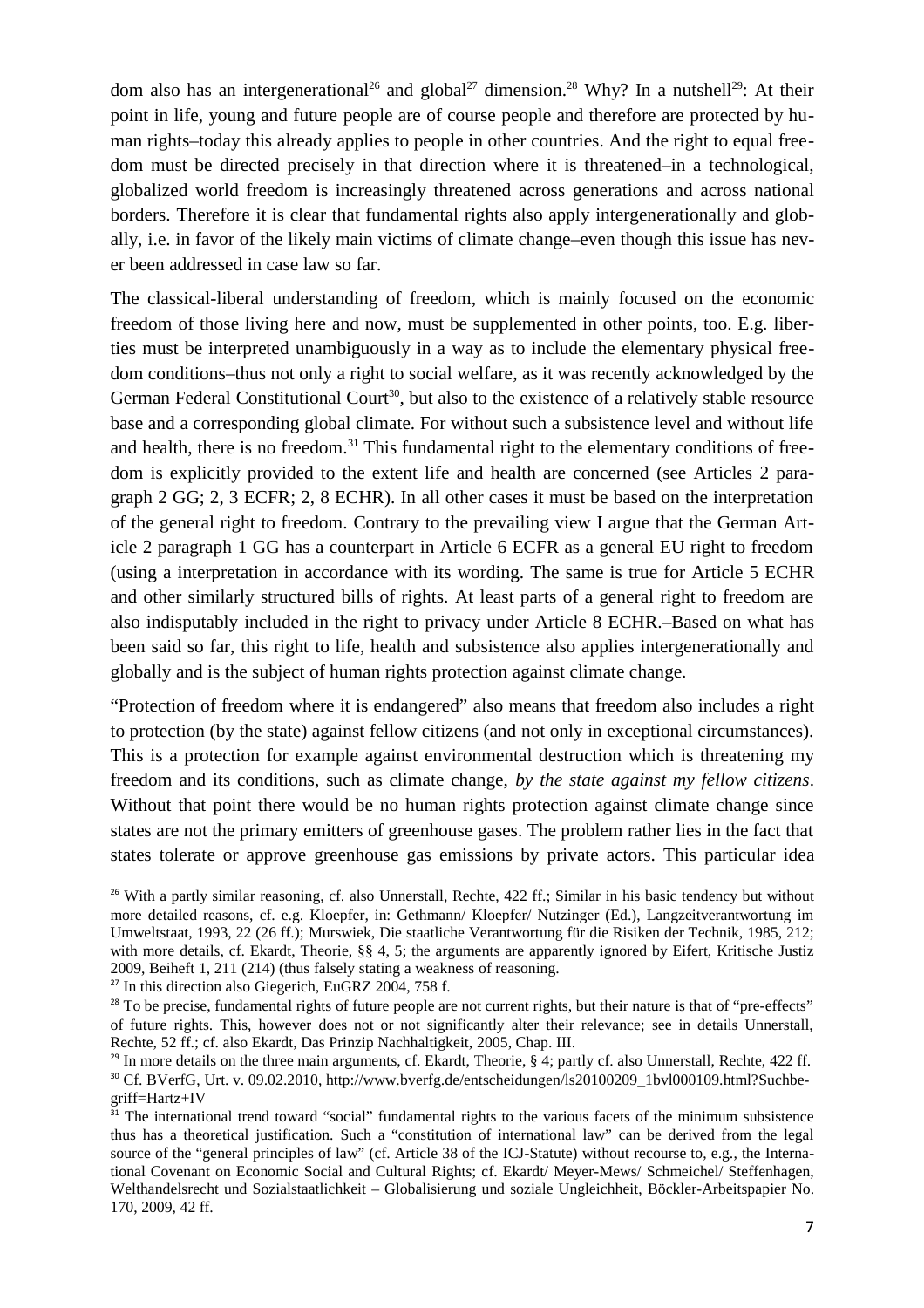dom also has an intergenerational[26] and global[27] dimension.[28] Why? In a nutshell[29]: At their point in life, young and future people are of course people and therefore are protected by human rights–today this already applies to people in other countries. And the right to equal freedom must be directed precisely in that direction where it is threatened–in a technological, globalized world freedom is increasingly threatened across generations and across national borders. Therefore it is clear that fundamental rights also apply intergenerationally and globally, i.e. in favor of the likely main victims of climate change–even though this issue has never been addressed in case law so far.

The classical-liberal understanding of freedom, which is mainly focused on the economic freedom of those living here and now, must be supplemented in other points, too. E.g. liberties must be interpreted unambiguously in a way as to include the elementary physical freedom conditions–thus not only a right to social welfare, as it was recently acknowledged by the German Federal Constitutional Court[30], but also to the existence of a relatively stable resource base and a corresponding global climate. For without such a subsistence level and without life and health, there is no freedom.[31] This fundamental right to the elementary conditions of freedom is explicitly provided to the extent life and health are concerned (see Articles 2 paragraph 2 GG; 2, 3 ECFR; 2, 8 ECHR). In all other cases it must be based on the interpretation of the general right to freedom. Contrary to the prevailing view I argue that the German Article 2 paragraph 1 GG has a counterpart in Article 6 ECFR as a general EU right to freedom (using a interpretation in accordance with its wording. The same is true for Article 5 ECHR and other similarly structured bills of rights. At least parts of a general right to freedom are also indisputably included in the right to privacy under Article 8 ECHR.–Based on what has been said so far, this right to life, health and subsistence also applies intergenerationally and globally and is the subject of human rights protection against climate change.

"Protection of freedom where it is endangered" also means that freedom also includes a right to protection (by the state) against fellow citizens (and not only in exceptional circumstances). This is a protection for example against environmental destruction which is threatening my freedom and its conditions, such as climate change, *by the state against my fellow citizens*. Without that point there would be no human rights protection against climate change since states are not the primary emitters of greenhouse gases. The problem rather lies in the fact that states tolerate or approve greenhouse gas emissions by private actors. This particular idea

[26] With a partly similar reasoning, cf. also Unnerstall, Rechte, 422 ff.; Similar in his basic tendency but without more detailed reasons, cf. e.g. Kloepfer, in: Gethmann/ Kloepfer/ Nutzinger (Ed.), Langzeitverantwortung im Umweltstaat, 1993, 22 (26 ff.); Murswiek, Die staatliche Verantwortung für die Risiken der Technik, 1985, 212; with more details, cf. Ekardt, Theorie, §§ 4, 5; the arguments are apparently ignored by Eifert, Kritische Justiz 2009, Beiheft 1, 211 (214) (thus falsely stating a weakness of reasoning.

[27] In this direction also Giegerich, EuGRZ 2004, 758 f.

[28] To be precise, fundamental rights of future people are not current rights, but their nature is that of "pre-effects" of future rights. This, however does not or not significantly alter their relevance; see in details Unnerstall, Rechte, 52 ff.; cf. also Ekardt, Das Prinzip Nachhaltigkeit, 2005, Chap. III.

[29] In more details on the three main arguments, cf. Ekardt, Theorie, § 4; partly cf. also Unnerstall, Rechte, 422 ff.

[30] Cf. BVerfG, Urt. v. 09.02.2010, http://www.bverfg.de/entscheidungen/ls20100209_1bvl000109.html?Suchbegriff=Hartz+IV

[31] The international trend toward "social" fundamental rights to the various facets of the minimum subsistence thus has a theoretical justification. Such a "constitution of international law" can be derived from the legal source of the "general principles of law" (cf. Article 38 of the ICJ-Statute) without recourse to, e.g., the International Covenant on Economic Social and Cultural Rights; cf. Ekardt/ Meyer-Mews/ Schmeichel/ Steffenhagen, Welthandelsrecht und Sozialstaatlichkeit – Globalisierung und soziale Ungleichheit, Böckler-Arbeitspapier No. 170, 2009, 42 ff.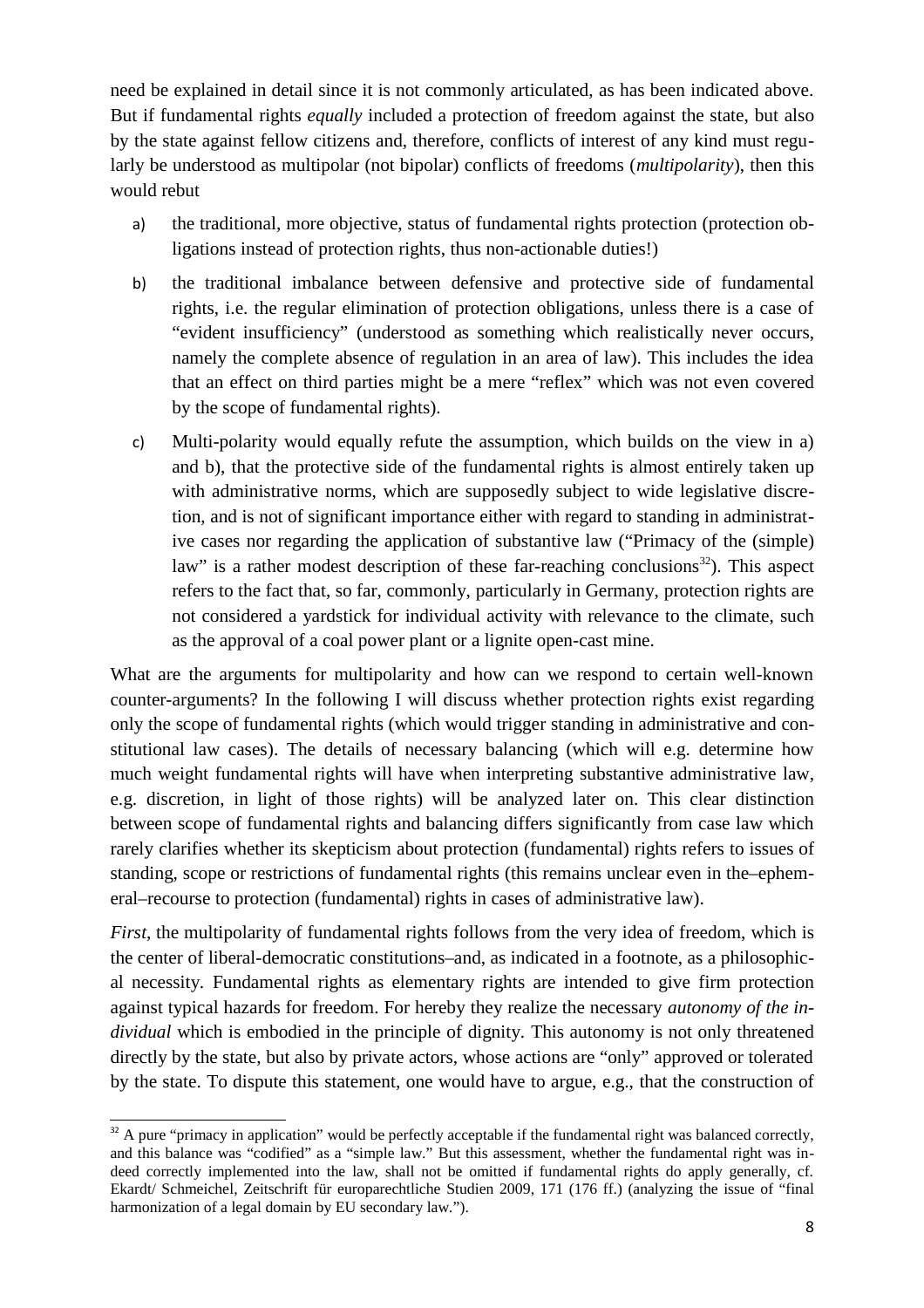need be explained in detail since it is not commonly articulated, as has been indicated above. But if fundamental rights *equally* included a protection of freedom against the state, but also by the state against fellow citizens and, therefore, conflicts of interest of any kind must regularly be understood as multipolar (not bipolar) conflicts of freedoms (*multipolarity*), then this would rebut

a) the traditional, more objective, status of fundamental rights protection (protection obligations instead of protection rights, thus non-actionable duties!)

b) the traditional imbalance between defensive and protective side of fundamental rights, i.e. the regular elimination of protection obligations, unless there is a case of "evident insufficiency" (understood as something which realistically never occurs, namely the complete absence of regulation in an area of law). This includes the idea that an effect on third parties might be a mere "reflex" which was not even covered by the scope of fundamental rights).

c) Multi-polarity would equally refute the assumption, which builds on the view in a) and b), that the protective side of the fundamental rights is almost entirely taken up with administrative norms, which are supposedly subject to wide legislative discretion, and is not of significant importance either with regard to standing in administrative cases nor regarding the application of substantive law ("Primacy of the (simple) law" is a rather modest description of these far-reaching conclusions[32]). This aspect refers to the fact that, so far, commonly, particularly in Germany, protection rights are not considered a yardstick for individual activity with relevance to the climate, such as the approval of a coal power plant or a lignite open-cast mine.

What are the arguments for multipolarity and how can we respond to certain well-known counter-arguments? In the following I will discuss whether protection rights exist regarding only the scope of fundamental rights (which would trigger standing in administrative and constitutional law cases). The details of necessary balancing (which will e.g. determine how much weight fundamental rights will have when interpreting substantive administrative law, e.g. discretion, in light of those rights) will be analyzed later on. This clear distinction between scope of fundamental rights and balancing differs significantly from case law which rarely clarifies whether its skepticism about protection (fundamental) rights refers to issues of standing, scope or restrictions of fundamental rights (this remains unclear even in the–ephemeral–recourse to protection (fundamental) rights in cases of administrative law).

*First*, the multipolarity of fundamental rights follows from the very idea of freedom, which is the center of liberal-democratic constitutions–and, as indicated in a footnote, as a philosophical necessity. Fundamental rights as elementary rights are intended to give firm protection against typical hazards for freedom. For hereby they realize the necessary *autonomy of the individual* which is embodied in the principle of dignity. This autonomy is not only threatened directly by the state, but also by private actors, whose actions are "only" approved or tolerated by the state. To dispute this statement, one would have to argue, e.g., that the construction of

---

[32] A pure "primacy in application" would be perfectly acceptable if the fundamental right was balanced correctly, and this balance was "codified" as a "simple law." But this assessment, whether the fundamental right was indeed correctly implemented into the law, shall not be omitted if fundamental rights do apply generally, cf. Ekardt/ Schmeichel, Zeitschrift für europarechtliche Studien 2009, 171 (176 ff.) (analyzing the issue of "final harmonization of a legal domain by EU secondary law.").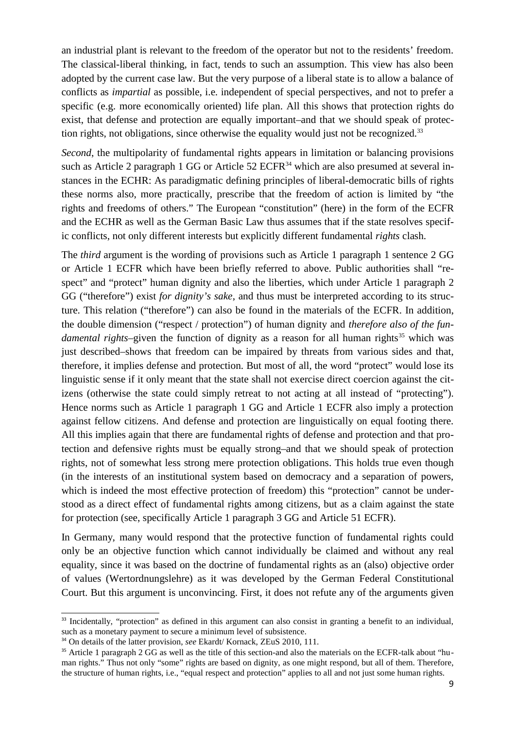an industrial plant is relevant to the freedom of the operator but not to the residents' freedom. The classical-liberal thinking, in fact, tends to such an assumption. This view has also been adopted by the current case law. But the very purpose of a liberal state is to allow a balance of conflicts as *impartial* as possible, i.e. independent of special perspectives, and not to prefer a specific (e.g. more economically oriented) life plan. All this shows that protection rights do exist, that defense and protection are equally important–and that we should speak of protection rights, not obligations, since otherwise the equality would just not be recognized.[33]

*Second*, the multipolarity of fundamental rights appears in limitation or balancing provisions such as Article 2 paragraph 1 GG or Article 52 ECFR[34] which are also presumed at several instances in the ECHR: As paradigmatic defining principles of liberal-democratic bills of rights these norms also, more practically, prescribe that the freedom of action is limited by "the rights and freedoms of others." The European "constitution" (here) in the form of the ECFR and the ECHR as well as the German Basic Law thus assumes that if the state resolves specific conflicts, not only different interests but explicitly different fundamental *rights* clash.

The *third* argument is the wording of provisions such as Article 1 paragraph 1 sentence 2 GG or Article 1 ECFR which have been briefly referred to above. Public authorities shall "respect" and "protect" human dignity and also the liberties, which under Article 1 paragraph 2 GG ("therefore") exist *for dignity's sake*, and thus must be interpreted according to its structure. This relation ("therefore") can also be found in the materials of the ECFR. In addition, the double dimension ("respect / protection") of human dignity and *therefore also of the fundamental rights*–given the function of dignity as a reason for all human rights[35] which was just described–shows that freedom can be impaired by threats from various sides and that, therefore, it implies defense and protection. But most of all, the word "protect" would lose its linguistic sense if it only meant that the state shall not exercise direct coercion against the citizens (otherwise the state could simply retreat to not acting at all instead of "protecting"). Hence norms such as Article 1 paragraph 1 GG and Article 1 ECFR also imply a protection against fellow citizens. And defense and protection are linguistically on equal footing there. All this implies again that there are fundamental rights of defense and protection and that protection and defensive rights must be equally strong–and that we should speak of protection rights, not of somewhat less strong mere protection obligations. This holds true even though (in the interests of an institutional system based on democracy and a separation of powers, which is indeed the most effective protection of freedom) this "protection" cannot be understood as a direct effect of fundamental rights among citizens, but as a claim against the state for protection (see, specifically Article 1 paragraph 3 GG and Article 51 ECFR).

In Germany, many would respond that the protective function of fundamental rights could only be an objective function which cannot individually be claimed and without any real equality, since it was based on the doctrine of fundamental rights as an (also) objective order of values (Wertordnungslehre) as it was developed by the German Federal Constitutional Court. But this argument is unconvincing. First, it does not refute any of the arguments given

---

[33] Incidentally, "protection" as defined in this argument can also consist in granting a benefit to an individual, such as a monetary payment to secure a minimum level of subsistence.

[34] On details of the latter provision, *see* Ekardt/ Kornack, ZEuS 2010, 111.

[35] Article 1 paragraph 2 GG as well as the title of this section-and also the materials on the ECFR-talk about "human rights." Thus not only "some" rights are based on dignity, as one might respond, but all of them. Therefore, the structure of human rights, i.e., "equal respect and protection" applies to all and not just some human rights.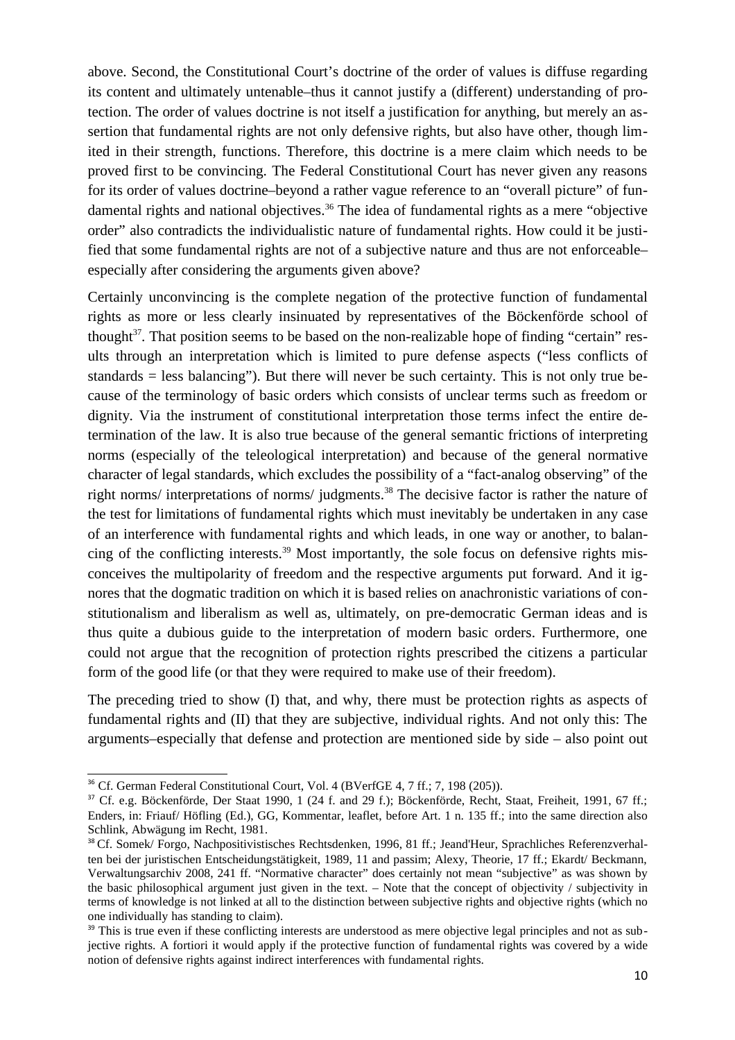above. Second, the Constitutional Court's doctrine of the order of values is diffuse regarding its content and ultimately untenable–thus it cannot justify a (different) understanding of protection. The order of values doctrine is not itself a justification for anything, but merely an assertion that fundamental rights are not only defensive rights, but also have other, though limited in their strength, functions. Therefore, this doctrine is a mere claim which needs to be proved first to be convincing. The Federal Constitutional Court has never given any reasons for its order of values doctrine–beyond a rather vague reference to an "overall picture" of fundamental rights and national objectives.[36] The idea of fundamental rights as a mere "objective order" also contradicts the individualistic nature of fundamental rights. How could it be justified that some fundamental rights are not of a subjective nature and thus are not enforceable–especially after considering the arguments given above?

Certainly unconvincing is the complete negation of the protective function of fundamental rights as more or less clearly insinuated by representatives of the Böckenförde school of thought[37]. That position seems to be based on the non-realizable hope of finding "certain" results through an interpretation which is limited to pure defense aspects ("less conflicts of standards = less balancing"). But there will never be such certainty. This is not only true because of the terminology of basic orders which consists of unclear terms such as freedom or dignity. Via the instrument of constitutional interpretation those terms infect the entire determination of the law. It is also true because of the general semantic frictions of interpreting norms (especially of the teleological interpretation) and because of the general normative character of legal standards, which excludes the possibility of a "fact-analog observing" of the right norms/ interpretations of norms/ judgments.[38] The decisive factor is rather the nature of the test for limitations of fundamental rights which must inevitably be undertaken in any case of an interference with fundamental rights and which leads, in one way or another, to balancing of the conflicting interests.[39] Most importantly, the sole focus on defensive rights misconceives the multipolarity of freedom and the respective arguments put forward. And it ignores that the dogmatic tradition on which it is based relies on anachronistic variations of constitutionalism and liberalism as well as, ultimately, on pre-democratic German ideas and is thus quite a dubious guide to the interpretation of modern basic orders. Furthermore, one could not argue that the recognition of protection rights prescribed the citizens a particular form of the good life (or that they were required to make use of their freedom).

The preceding tried to show (I) that, and why, there must be protection rights as aspects of fundamental rights and (II) that they are subjective, individual rights. And not only this: The arguments–especially that defense and protection are mentioned side by side – also point out

---

[36] Cf. German Federal Constitutional Court, Vol. 4 (BVerfGE 4, 7 ff.; 7, 198 (205)).

[37] Cf. e.g. Böckenförde, Der Staat 1990, 1 (24 f. and 29 f.); Böckenförde, Recht, Staat, Freiheit, 1991, 67 ff.; Enders, in: Friauf/ Höfling (Ed.), GG, Kommentar, leaflet, before Art. 1 n. 135 ff.; into the same direction also Schlink, Abwägung im Recht, 1981.

[38] Cf. Somek/ Forgo, Nachpositivistisches Rechtsdenken, 1996, 81 ff.; Jeand'Heur, Sprachliches Referenzverhalten bei der juristischen Entscheidungstätigkeit, 1989, 11 and passim; Alexy, Theorie, 17 ff.; Ekardt/ Beckmann, Verwaltungsarchiv 2008, 241 ff. "Normative character" does certainly not mean "subjective" as was shown by the basic philosophical argument just given in the text. – Note that the concept of objectivity / subjectivity in terms of knowledge is not linked at all to the distinction between subjective rights and objective rights (which no one individually has standing to claim).

[39] This is true even if these conflicting interests are understood as mere objective legal principles and not as subjective rights. A fortiori it would apply if the protective function of fundamental rights was covered by a wide notion of defensive rights against indirect interferences with fundamental rights.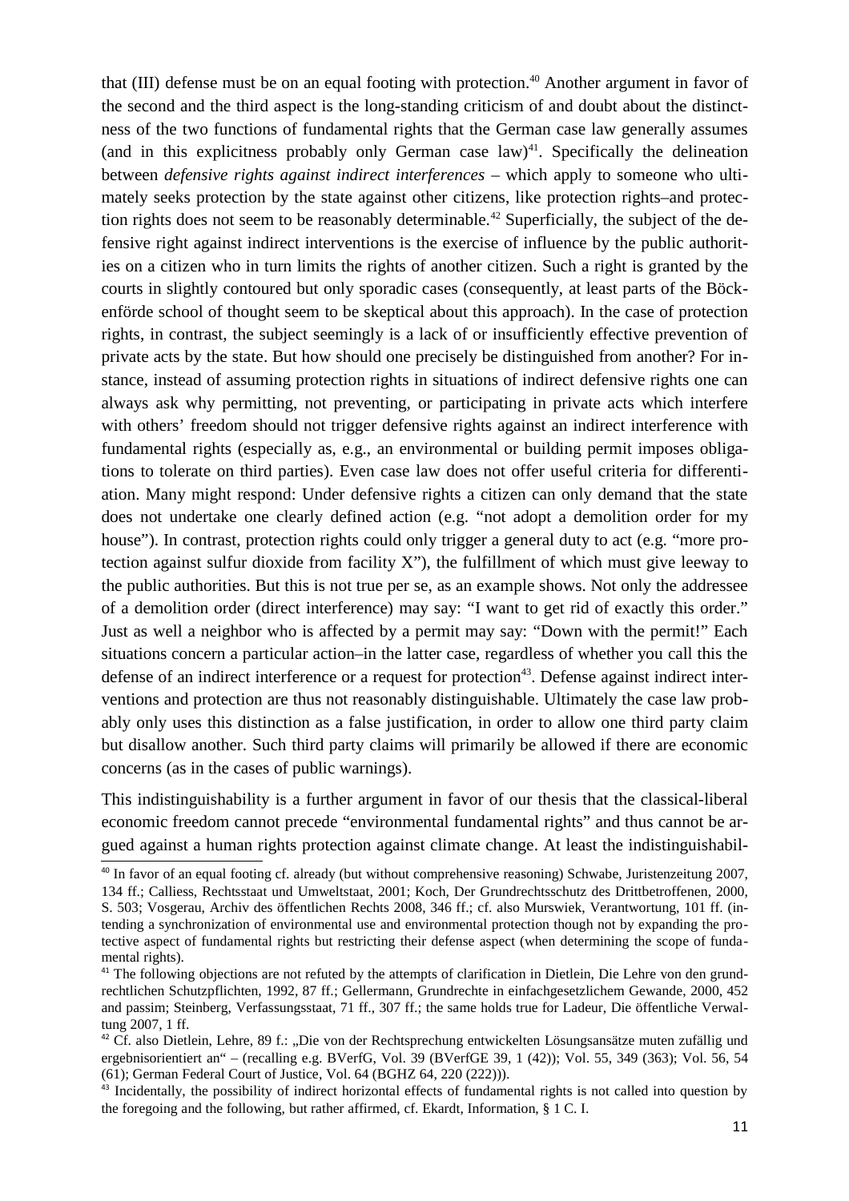that (III) defense must be on an equal footing with protection.[40] Another argument in favor of the second and the third aspect is the long-standing criticism of and doubt about the distinctness of the two functions of fundamental rights that the German case law generally assumes (and in this explicitness probably only German case law)[41]. Specifically the delineation between *defensive rights against indirect interferences* – which apply to someone who ultimately seeks protection by the state against other citizens, like protection rights–and protection rights does not seem to be reasonably determinable.[42] Superficially, the subject of the defensive right against indirect interventions is the exercise of influence by the public authorities on a citizen who in turn limits the rights of another citizen. Such a right is granted by the courts in slightly contoured but only sporadic cases (consequently, at least parts of the Böckenförde school of thought seem to be skeptical about this approach). In the case of protection rights, in contrast, the subject seemingly is a lack of or insufficiently effective prevention of private acts by the state. But how should one precisely be distinguished from another? For instance, instead of assuming protection rights in situations of indirect defensive rights one can always ask why permitting, not preventing, or participating in private acts which interfere with others' freedom should not trigger defensive rights against an indirect interference with fundamental rights (especially as, e.g., an environmental or building permit imposes obligations to tolerate on third parties). Even case law does not offer useful criteria for differentiation. Many might respond: Under defensive rights a citizen can only demand that the state does not undertake one clearly defined action (e.g. "not adopt a demolition order for my house"). In contrast, protection rights could only trigger a general duty to act (e.g. "more protection against sulfur dioxide from facility X"), the fulfillment of which must give leeway to the public authorities. But this is not true per se, as an example shows. Not only the addressee of a demolition order (direct interference) may say: "I want to get rid of exactly this order." Just as well a neighbor who is affected by a permit may say: "Down with the permit!" Each situations concern a particular action–in the latter case, regardless of whether you call this the defense of an indirect interference or a request for protection[43]. Defense against indirect interventions and protection are thus not reasonably distinguishable. Ultimately the case law probably only uses this distinction as a false justification, in order to allow one third party claim but disallow another. Such third party claims will primarily be allowed if there are economic concerns (as in the cases of public warnings).

This indistinguishability is a further argument in favor of our thesis that the classical-liberal economic freedom cannot precede "environmental fundamental rights" and thus cannot be argued against a human rights protection against climate change. At least the indistinguishabil-

---

[40] In favor of an equal footing cf. already (but without comprehensive reasoning) Schwabe, Juristenzeitung 2007, 134 ff.; Calliess, Rechtsstaat und Umweltstaat, 2001; Koch, Der Grundrechtsschutz des Drittbetroffenen, 2000, S. 503; Vosgerau, Archiv des öffentlichen Rechts 2008, 346 ff.; cf. also Murswiek, Verantwortung, 101 ff. (intending a synchronization of environmental use and environmental protection though not by expanding the protective aspect of fundamental rights but restricting their defense aspect (when determining the scope of fundamental rights).

[41] The following objections are not refuted by the attempts of clarification in Dietlein, Die Lehre von den grundrechtlichen Schutzpflichten, 1992, 87 ff.; Gellermann, Grundrechte in einfachgesetzlichem Gewande, 2000, 452 and passim; Steinberg, Verfassungsstaat, 71 ff., 307 ff.; the same holds true for Ladeur, Die öffentliche Verwaltung 2007, 1 ff.

[42] Cf. also Dietlein, Lehre, 89 f.: „Die von der Rechtsprechung entwickelten Lösungsansätze muten zufällig und ergebnisorientiert an" – (recalling e.g. BVerfG, Vol. 39 (BVerfGE 39, 1 (42)); Vol. 55, 349 (363); Vol. 56, 54 (61); German Federal Court of Justice, Vol. 64 (BGHZ 64, 220 (222))).

[43] Incidentally, the possibility of indirect horizontal effects of fundamental rights is not called into question by the foregoing and the following, but rather affirmed, cf. Ekardt, Information, § 1 C. I.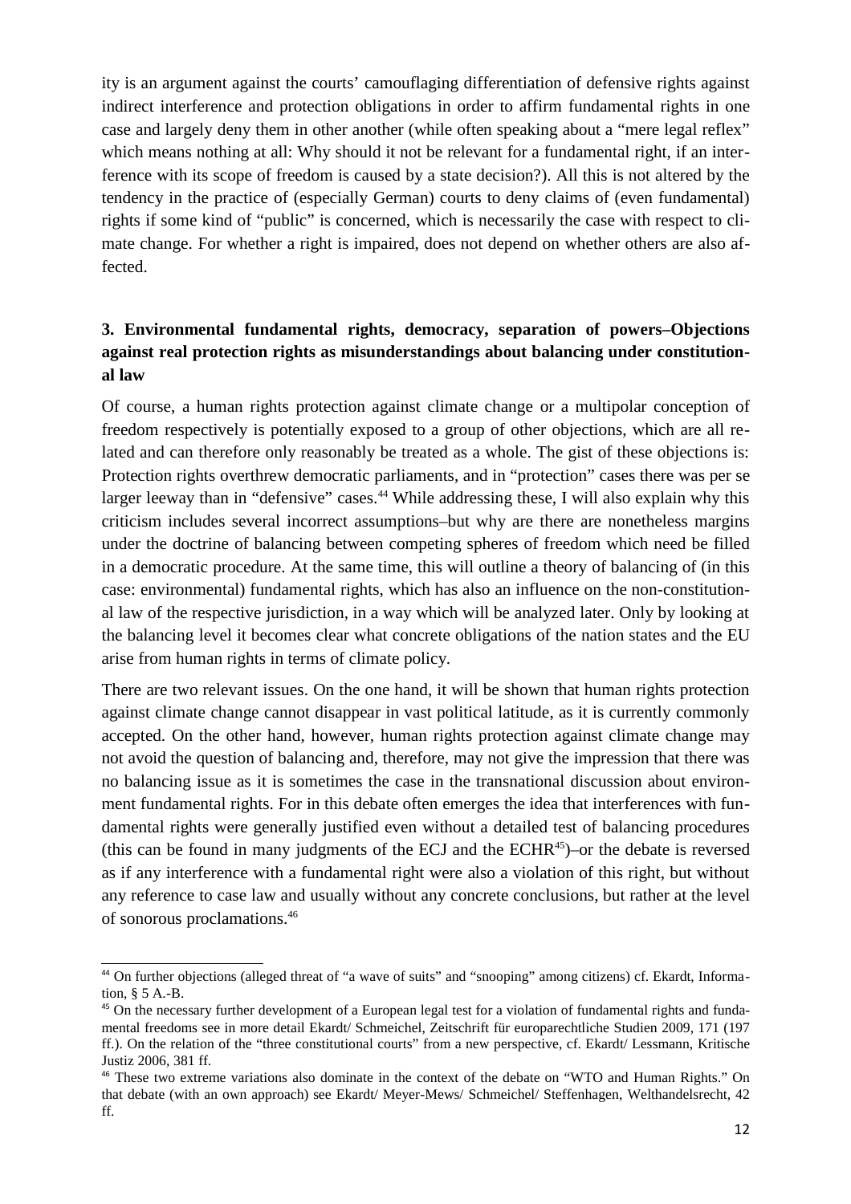ity is an argument against the courts' camouflaging differentiation of defensive rights against indirect interference and protection obligations in order to affirm fundamental rights in one case and largely deny them in other another (while often speaking about a "mere legal reflex" which means nothing at all: Why should it not be relevant for a fundamental right, if an interference with its scope of freedom is caused by a state decision?). All this is not altered by the tendency in the practice of (especially German) courts to deny claims of (even fundamental) rights if some kind of "public" is concerned, which is necessarily the case with respect to climate change. For whether a right is impaired, does not depend on whether others are also affected.

### 3. Environmental fundamental rights, democracy, separation of powers–Objections against real protection rights as misunderstandings about balancing under constitutional law

Of course, a human rights protection against climate change or a multipolar conception of freedom respectively is potentially exposed to a group of other objections, which are all related and can therefore only reasonably be treated as a whole. The gist of these objections is: Protection rights overthrew democratic parliaments, and in "protection" cases there was per se larger leeway than in "defensive" cases.[44] While addressing these, I will also explain why this criticism includes several incorrect assumptions–but why are there are nonetheless margins under the doctrine of balancing between competing spheres of freedom which need be filled in a democratic procedure. At the same time, this will outline a theory of balancing of (in this case: environmental) fundamental rights, which has also an influence on the non-constitutional law of the respective jurisdiction, in a way which will be analyzed later. Only by looking at the balancing level it becomes clear what concrete obligations of the nation states and the EU arise from human rights in terms of climate policy.

There are two relevant issues. On the one hand, it will be shown that human rights protection against climate change cannot disappear in vast political latitude, as it is currently commonly accepted. On the other hand, however, human rights protection against climate change may not avoid the question of balancing and, therefore, may not give the impression that there was no balancing issue as it is sometimes the case in the transnational discussion about environment fundamental rights. For in this debate often emerges the idea that interferences with fundamental rights were generally justified even without a detailed test of balancing procedures (this can be found in many judgments of the ECJ and the ECHR[45])–or the debate is reversed as if any interference with a fundamental right were also a violation of this right, but without any reference to case law and usually without any concrete conclusions, but rather at the level of sonorous proclamations.[46]

---

[44] On further objections (alleged threat of "a wave of suits" and "snooping" among citizens) cf. Ekardt, Information, § 5 A.-B.

[45] On the necessary further development of a European legal test for a violation of fundamental rights and fundamental freedoms see in more detail Ekardt/ Schmeichel, Zeitschrift für europarechtliche Studien 2009, 171 (197 ff.). On the relation of the "three constitutional courts" from a new perspective, cf. Ekardt/ Lessmann, Kritische Justiz 2006, 381 ff.

[46] These two extreme variations also dominate in the context of the debate on "WTO and Human Rights." On that debate (with an own approach) see Ekardt/ Meyer-Mews/ Schmeichel/ Steffenhagen, Welthandelsrecht, 42 ff.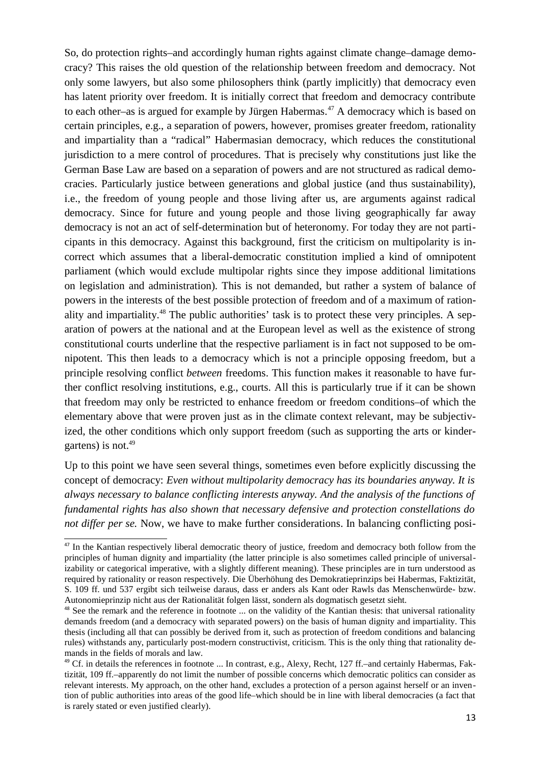So, do protection rights–and accordingly human rights against climate change–damage democracy? This raises the old question of the relationship between freedom and democracy. Not only some lawyers, but also some philosophers think (partly implicitly) that democracy even has latent priority over freedom. It is initially correct that freedom and democracy contribute to each other–as is argued for example by Jürgen Habermas.[47] A democracy which is based on certain principles, e.g., a separation of powers, however, promises greater freedom, rationality and impartiality than a "radical" Habermasian democracy, which reduces the constitutional jurisdiction to a mere control of procedures. That is precisely why constitutions just like the German Base Law are based on a separation of powers and are not structured as radical democracies. Particularly justice between generations and global justice (and thus sustainability), i.e., the freedom of young people and those living after us, are arguments against radical democracy. Since for future and young people and those living geographically far away democracy is not an act of self-determination but of heteronomy. For today they are not participants in this democracy. Against this background, first the criticism on multipolarity is incorrect which assumes that a liberal-democratic constitution implied a kind of omnipotent parliament (which would exclude multipolar rights since they impose additional limitations on legislation and administration). This is not demanded, but rather a system of balance of powers in the interests of the best possible protection of freedom and of a maximum of rationality and impartiality.[48] The public authorities' task is to protect these very principles. A separation of powers at the national and at the European level as well as the existence of strong constitutional courts underline that the respective parliament is in fact not supposed to be omnipotent. This then leads to a democracy which is not a principle opposing freedom, but a principle resolving conflict *between* freedoms. This function makes it reasonable to have further conflict resolving institutions, e.g., courts. All this is particularly true if it can be shown that freedom may only be restricted to enhance freedom or freedom conditions–of which the elementary above that were proven just as in the climate context relevant, may be subjectivized, the other conditions which only support freedom (such as supporting the arts or kindergartens) is not.[49]

Up to this point we have seen several things, sometimes even before explicitly discussing the concept of democracy: *Even without multipolarity democracy has its boundaries anyway. It is always necessary to balance conflicting interests anyway. And the analysis of the functions of fundamental rights has also shown that necessary defensive and protection constellations do not differ per se.* Now, we have to make further considerations. In balancing conflicting posi-

---

[47] In the Kantian respectively liberal democratic theory of justice, freedom and democracy both follow from the principles of human dignity and impartiality (the latter principle is also sometimes called principle of universalizability or categorical imperative, with a slightly different meaning). These principles are in turn understood as required by rationality or reason respectively. Die Überhöhung des Demokratieprinzips bei Habermas, Faktizität, S. 109 ff. und 537 ergibt sich teilweise daraus, dass er anders als Kant oder Rawls das Menschenwürde- bzw. Autonomieprinzip nicht aus der Rationalität folgen lässt, sondern als dogmatisch gesetzt sieht.

[48] See the remark and the reference in footnote ... on the validity of the Kantian thesis: that universal rationality demands freedom (and a democracy with separated powers) on the basis of human dignity and impartiality. This thesis (including all that can possibly be derived from it, such as protection of freedom conditions and balancing rules) withstands any, particularly post-modern constructivist, criticism. This is the only thing that rationality demands in the fields of morals and law.

[49] Cf. in details the references in footnote ... In contrast, e.g., Alexy, Recht, 127 ff.–and certainly Habermas, Faktizität, 109 ff.–apparently do not limit the number of possible concerns which democratic politics can consider as relevant interests. My approach, on the other hand, excludes a protection of a person against herself or an invention of public authorities into areas of the good life–which should be in line with liberal democracies (a fact that is rarely stated or even justified clearly).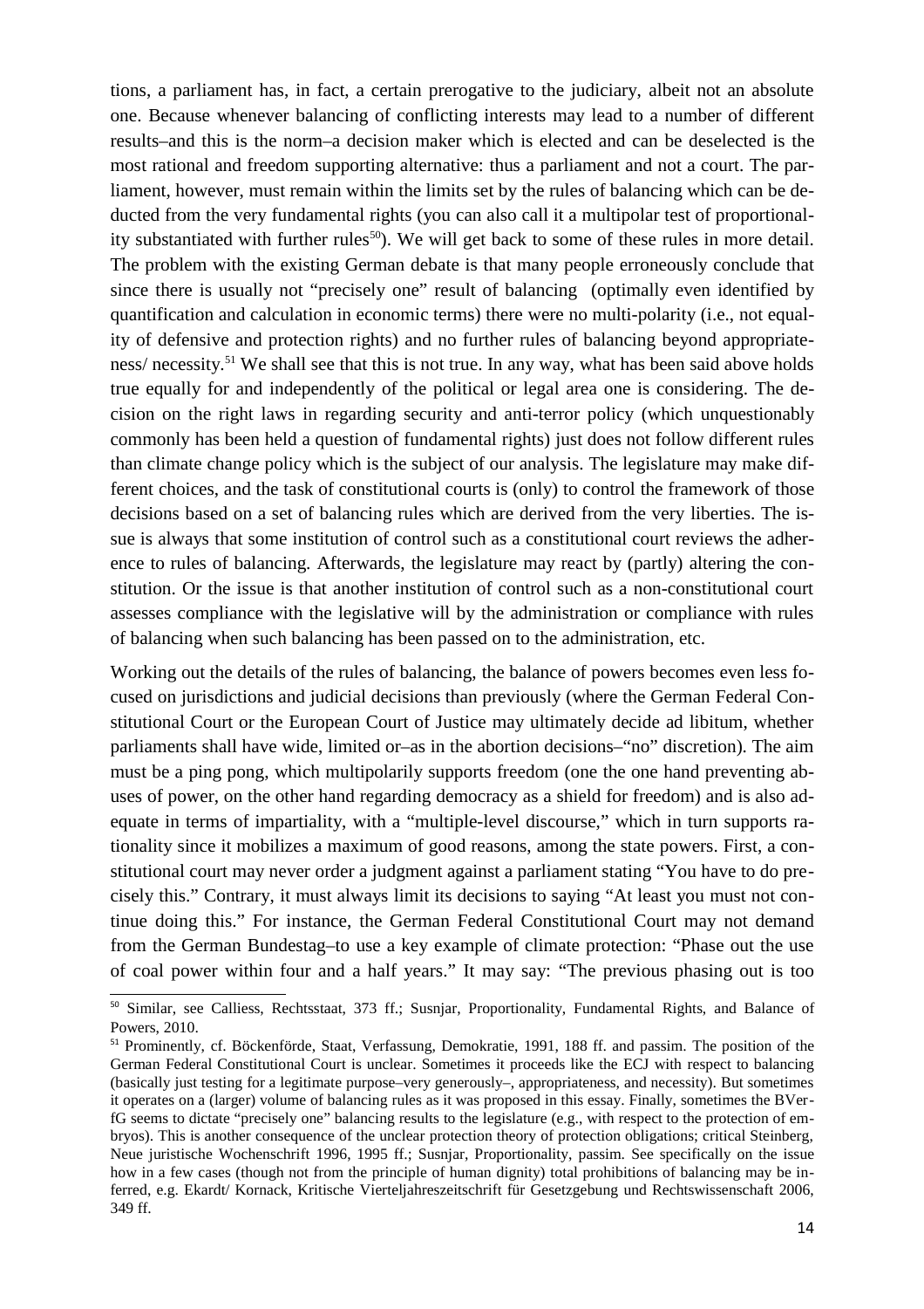tions, a parliament has, in fact, a certain prerogative to the judiciary, albeit not an absolute one. Because whenever balancing of conflicting interests may lead to a number of different results–and this is the norm–a decision maker which is elected and can be deselected is the most rational and freedom supporting alternative: thus a parliament and not a court. The parliament, however, must remain within the limits set by the rules of balancing which can be deducted from the very fundamental rights (you can also call it a multipolar test of proportionality substantiated with further rules[50]). We will get back to some of these rules in more detail. The problem with the existing German debate is that many people erroneously conclude that since there is usually not "precisely one" result of balancing (optimally even identified by quantification and calculation in economic terms) there were no multi-polarity (i.e., not equality of defensive and protection rights) and no further rules of balancing beyond appropriateness/ necessity.[51] We shall see that this is not true. In any way, what has been said above holds true equally for and independently of the political or legal area one is considering. The decision on the right laws in regarding security and anti-terror policy (which unquestionably commonly has been held a question of fundamental rights) just does not follow different rules than climate change policy which is the subject of our analysis. The legislature may make different choices, and the task of constitutional courts is (only) to control the framework of those decisions based on a set of balancing rules which are derived from the very liberties. The issue is always that some institution of control such as a constitutional court reviews the adherence to rules of balancing. Afterwards, the legislature may react by (partly) altering the constitution. Or the issue is that another institution of control such as a non-constitutional court assesses compliance with the legislative will by the administration or compliance with rules of balancing when such balancing has been passed on to the administration, etc.

Working out the details of the rules of balancing, the balance of powers becomes even less focused on jurisdictions and judicial decisions than previously (where the German Federal Constitutional Court or the European Court of Justice may ultimately decide ad libitum, whether parliaments shall have wide, limited or–as in the abortion decisions–"no" discretion). The aim must be a ping pong, which multipolarily supports freedom (one the one hand preventing abuses of power, on the other hand regarding democracy as a shield for freedom) and is also adequate in terms of impartiality, with a "multiple-level discourse," which in turn supports rationality since it mobilizes a maximum of good reasons, among the state powers. First, a constitutional court may never order a judgment against a parliament stating "You have to do precisely this." Contrary, it must always limit its decisions to saying "At least you must not continue doing this." For instance, the German Federal Constitutional Court may not demand from the German Bundestag–to use a key example of climate protection: "Phase out the use of coal power within four and a half years." It may say: "The previous phasing out is too

---

[50] Similar, see Calliess, Rechtsstaat, 373 ff.; Susnjar, Proportionality, Fundamental Rights, and Balance of Powers, 2010.

[51] Prominently, cf. Böckenförde, Staat, Verfassung, Demokratie, 1991, 188 ff. and passim. The position of the German Federal Constitutional Court is unclear. Sometimes it proceeds like the ECJ with respect to balancing (basically just testing for a legitimate purpose–very generously–, appropriateness, and necessity). But sometimes it operates on a (larger) volume of balancing rules as it was proposed in this essay. Finally, sometimes the BVerfG seems to dictate "precisely one" balancing results to the legislature (e.g., with respect to the protection of embryos). This is another consequence of the unclear protection theory of protection obligations; critical Steinberg, Neue juristische Wochenschrift 1996, 1995 ff.; Susnjar, Proportionality, passim. See specifically on the issue how in a few cases (though not from the principle of human dignity) total prohibitions of balancing may be inferred, e.g. Ekardt/ Kornack, Kritische Vierteljahreszeitschrift für Gesetzgebung und Rechtswissenschaft 2006, 349 ff.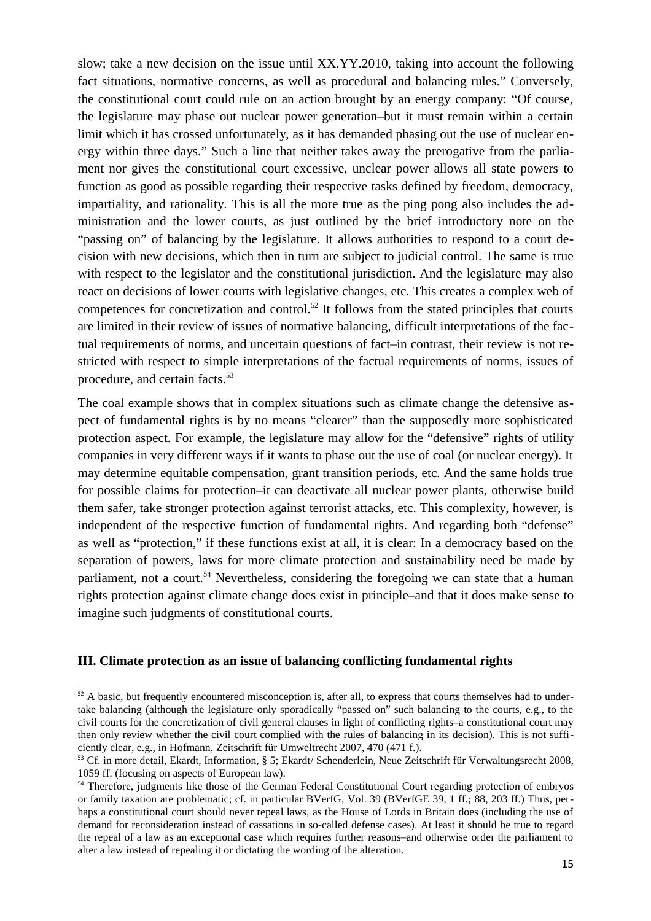slow; take a new decision on the issue until XX.YY.2010, taking into account the following fact situations, normative concerns, as well as procedural and balancing rules." Conversely, the constitutional court could rule on an action brought by an energy company: "Of course, the legislature may phase out nuclear power generation–but it must remain within a certain limit which it has crossed unfortunately, as it has demanded phasing out the use of nuclear energy within three days." Such a line that neither takes away the prerogative from the parliament nor gives the constitutional court excessive, unclear power allows all state powers to function as good as possible regarding their respective tasks defined by freedom, democracy, impartiality, and rationality. This is all the more true as the ping pong also includes the administration and the lower courts, as just outlined by the brief introductory note on the "passing on" of balancing by the legislature. It allows authorities to respond to a court decision with new decisions, which then in turn are subject to judicial control. The same is true with respect to the legislator and the constitutional jurisdiction. And the legislature may also react on decisions of lower courts with legislative changes, etc. This creates a complex web of competences for concretization and control.[52] It follows from the stated principles that courts are limited in their review of issues of normative balancing, difficult interpretations of the factual requirements of norms, and uncertain questions of fact–in contrast, their review is not restricted with respect to simple interpretations of the factual requirements of norms, issues of procedure, and certain facts.[53]

The coal example shows that in complex situations such as climate change the defensive aspect of fundamental rights is by no means "clearer" than the supposedly more sophisticated protection aspect. For example, the legislature may allow for the "defensive" rights of utility companies in very different ways if it wants to phase out the use of coal (or nuclear energy). It may determine equitable compensation, grant transition periods, etc. And the same holds true for possible claims for protection–it can deactivate all nuclear power plants, otherwise build them safer, take stronger protection against terrorist attacks, etc. This complexity, however, is independent of the respective function of fundamental rights. And regarding both "defense" as well as "protection," if these functions exist at all, it is clear: In a democracy based on the separation of powers, laws for more climate protection and sustainability need be made by parliament, not a court.[54] Nevertheless, considering the foregoing we can state that a human rights protection against climate change does exist in principle–and that it does make sense to imagine such judgments of constitutional courts.

### III. Climate protection as an issue of balancing conflicting fundamental rights

---

[52] A basic, but frequently encountered misconception is, after all, to express that courts themselves had to undertake balancing (although the legislature only sporadically "passed on" such balancing to the courts, e.g., to the civil courts for the concretization of civil general clauses in light of conflicting rights–a constitutional court may then only review whether the civil court complied with the rules of balancing in its decision). This is not sufficiently clear, e.g., in Hofmann, Zeitschrift für Umweltrecht 2007, 470 (471 f.).

[53] Cf. in more detail, Ekardt, Information, § 5; Ekardt/ Schenderlein, Neue Zeitschrift für Verwaltungsrecht 2008, 1059 ff. (focusing on aspects of European law).

[54] Therefore, judgments like those of the German Federal Constitutional Court regarding protection of embryos or family taxation are problematic; cf. in particular BVerfG, Vol. 39 (BVerfGE 39, 1 ff.; 88, 203 ff.) Thus, perhaps a constitutional court should never repeal laws, as the House of Lords in Britain does (including the use of demand for reconsideration instead of cassations in so-called defense cases). At least it should be true to regard the repeal of a law as an exceptional case which requires further reasons–and otherwise order the parliament to alter a law instead of repealing it or dictating the wording of the alteration.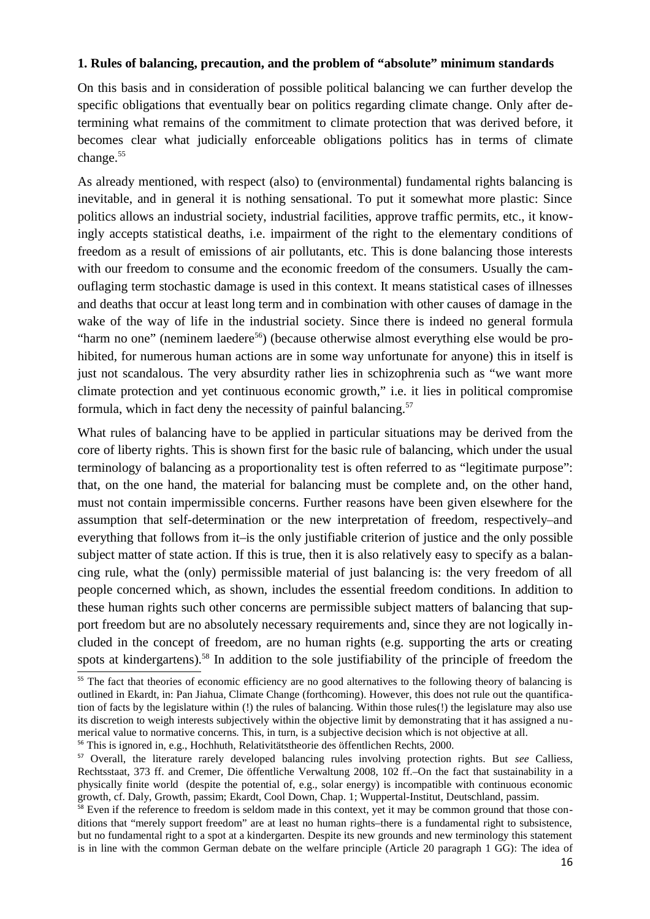### 1. Rules of balancing, precaution, and the problem of "absolute" minimum standards

On this basis and in consideration of possible political balancing we can further develop the specific obligations that eventually bear on politics regarding climate change. Only after determining what remains of the commitment to climate protection that was derived before, it becomes clear what judicially enforceable obligations politics has in terms of climate change.[55]

As already mentioned, with respect (also) to (environmental) fundamental rights balancing is inevitable, and in general it is nothing sensational. To put it somewhat more plastic: Since politics allows an industrial society, industrial facilities, approve traffic permits, etc., it knowingly accepts statistical deaths, i.e. impairment of the right to the elementary conditions of freedom as a result of emissions of air pollutants, etc. This is done balancing those interests with our freedom to consume and the economic freedom of the consumers. Usually the camouflaging term stochastic damage is used in this context. It means statistical cases of illnesses and deaths that occur at least long term and in combination with other causes of damage in the wake of the way of life in the industrial society. Since there is indeed no general formula "harm no one" (neminem laedere[56]) (because otherwise almost everything else would be prohibited, for numerous human actions are in some way unfortunate for anyone) this in itself is just not scandalous. The very absurdity rather lies in schizophrenia such as "we want more climate protection and yet continuous economic growth," i.e. it lies in political compromise formula, which in fact deny the necessity of painful balancing.[57]

What rules of balancing have to be applied in particular situations may be derived from the core of liberty rights. This is shown first for the basic rule of balancing, which under the usual terminology of balancing as a proportionality test is often referred to as "legitimate purpose": that, on the one hand, the material for balancing must be complete and, on the other hand, must not contain impermissible concerns. Further reasons have been given elsewhere for the assumption that self-determination or the new interpretation of freedom, respectively–and everything that follows from it–is the only justifiable criterion of justice and the only possible subject matter of state action. If this is true, then it is also relatively easy to specify as a balancing rule, what the (only) permissible material of just balancing is: the very freedom of all people concerned which, as shown, includes the essential freedom conditions. In addition to these human rights such other concerns are permissible subject matters of balancing that support freedom but are no absolutely necessary requirements and, since they are not logically included in the concept of freedom, are no human rights (e.g. supporting the arts or creating spots at kindergartens).[58] In addition to the sole justifiability of the principle of freedom the

---

[55] The fact that theories of economic efficiency are no good alternatives to the following theory of balancing is outlined in Ekardt, in: Pan Jiahua, Climate Change (forthcoming). However, this does not rule out the quantification of facts by the legislature within (!) the rules of balancing. Within those rules(!) the legislature may also use its discretion to weigh interests subjectively within the objective limit by demonstrating that it has assigned a numerical value to normative concerns. This, in turn, is a subjective decision which is not objective at all.

[56] This is ignored in, e.g., Hochhuth, Relativitätstheorie des öffentlichen Rechts, 2000.

[57] Overall, the literature rarely developed balancing rules involving protection rights. But *see* Calliess, Rechtsstaat, 373 ff. and Cremer, Die öffentliche Verwaltung 2008, 102 ff.–On the fact that sustainability in a physically finite world (despite the potential of, e.g., solar energy) is incompatible with continuous economic growth, cf. Daly, Growth, passim; Ekardt, Cool Down, Chap. 1; Wuppertal-Institut, Deutschland, passim.

[58] Even if the reference to freedom is seldom made in this context, yet it may be common ground that those conditions that "merely support freedom" are at least no human rights–there is a fundamental right to subsistence, but no fundamental right to a spot at a kindergarten. Despite its new grounds and new terminology this statement is in line with the common German debate on the welfare principle (Article 20 paragraph 1 GG): The idea of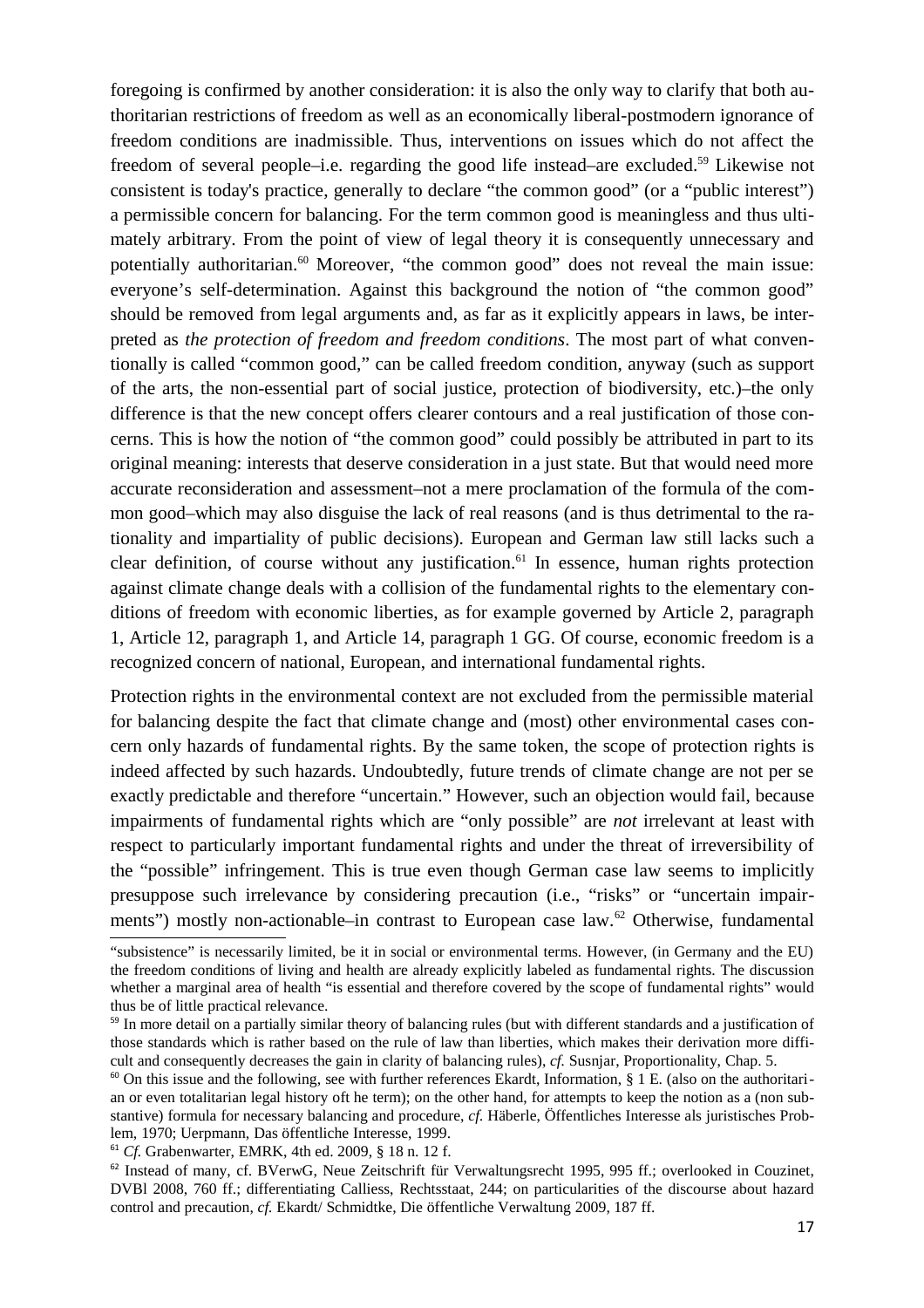foregoing is confirmed by another consideration: it is also the only way to clarify that both authoritarian restrictions of freedom as well as an economically liberal-postmodern ignorance of freedom conditions are inadmissible. Thus, interventions on issues which do not affect the freedom of several people–i.e. regarding the good life instead–are excluded.[59] Likewise not consistent is today's practice, generally to declare "the common good" (or a "public interest") a permissible concern for balancing. For the term common good is meaningless and thus ultimately arbitrary. From the point of view of legal theory it is consequently unnecessary and potentially authoritarian.[60] Moreover, "the common good" does not reveal the main issue: everyone's self-determination. Against this background the notion of "the common good" should be removed from legal arguments and, as far as it explicitly appears in laws, be interpreted as *the protection of freedom and freedom conditions*. The most part of what conventionally is called "common good," can be called freedom condition, anyway (such as support of the arts, the non-essential part of social justice, protection of biodiversity, etc.)–the only difference is that the new concept offers clearer contours and a real justification of those concerns. This is how the notion of "the common good" could possibly be attributed in part to its original meaning: interests that deserve consideration in a just state. But that would need more accurate reconsideration and assessment–not a mere proclamation of the formula of the common good–which may also disguise the lack of real reasons (and is thus detrimental to the rationality and impartiality of public decisions). European and German law still lacks such a clear definition, of course without any justification.[61] In essence, human rights protection against climate change deals with a collision of the fundamental rights to the elementary conditions of freedom with economic liberties, as for example governed by Article 2, paragraph 1, Article 12, paragraph 1, and Article 14, paragraph 1 GG. Of course, economic freedom is a recognized concern of national, European, and international fundamental rights.

Protection rights in the environmental context are not excluded from the permissible material for balancing despite the fact that climate change and (most) other environmental cases concern only hazards of fundamental rights. By the same token, the scope of protection rights is indeed affected by such hazards. Undoubtedly, future trends of climate change are not per se exactly predictable and therefore "uncertain." However, such an objection would fail, because impairments of fundamental rights which are "only possible" are *not* irrelevant at least with respect to particularly important fundamental rights and under the threat of irreversibility of the "possible" infringement. This is true even though German case law seems to implicitly presuppose such irrelevance by considering precaution (i.e., "risks" or "uncertain impairments") mostly non-actionable–in contrast to European case law.[62] Otherwise, fundamental

---

"subsistence" is necessarily limited, be it in social or environmental terms. However, (in Germany and the EU) the freedom conditions of living and health are already explicitly labeled as fundamental rights. The discussion whether a marginal area of health "is essential and therefore covered by the scope of fundamental rights" would thus be of little practical relevance.

[59] In more detail on a partially similar theory of balancing rules (but with different standards and a justification of those standards which is rather based on the rule of law than liberties, which makes their derivation more difficult and consequently decreases the gain in clarity of balancing rules), *cf.* Susnjar, Proportionality, Chap. 5.

[60] On this issue and the following, see with further references Ekardt, Information, § 1 E. (also on the authoritarian or even totalitarian legal history oft he term); on the other hand, for attempts to keep the notion as a (non substantive) formula for necessary balancing and procedure, *cf.* Häberle, Öffentliches Interesse als juristisches Problem, 1970; Uerpmann, Das öffentliche Interesse, 1999.

[61] *Cf.* Grabenwarter, EMRK, 4th ed. 2009, § 18 n. 12 f.

[62] Instead of many, cf. BVerwG, Neue Zeitschrift für Verwaltungsrecht 1995, 995 ff.; overlooked in Couzinet, DVBl 2008, 760 ff.; differentiating Calliess, Rechtsstaat, 244; on particularities of the discourse about hazard control and precaution, *cf.* Ekardt/ Schmidtke, Die öffentliche Verwaltung 2009, 187 ff.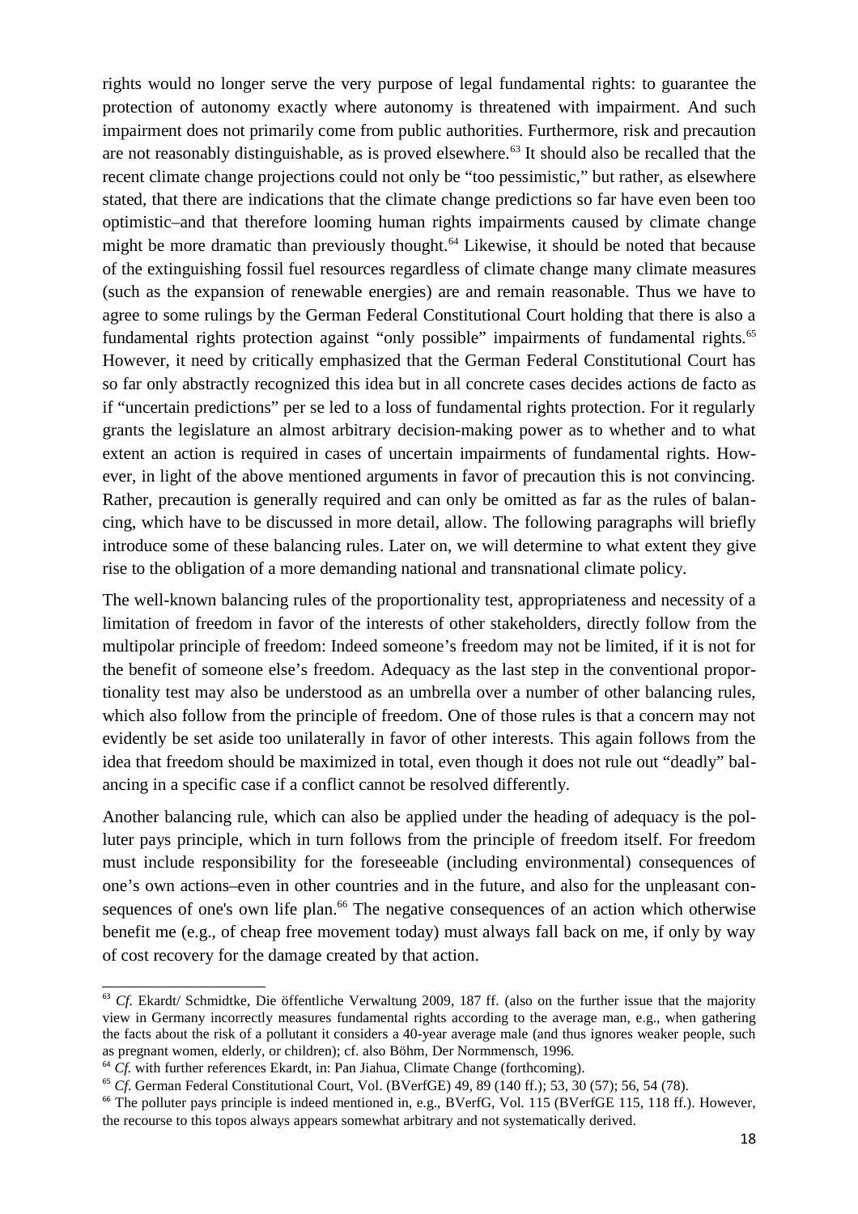rights would no longer serve the very purpose of legal fundamental rights: to guarantee the protection of autonomy exactly where autonomy is threatened with impairment. And such impairment does not primarily come from public authorities. Furthermore, risk and precaution are not reasonably distinguishable, as is proved elsewhere.[63] It should also be recalled that the recent climate change projections could not only be "too pessimistic," but rather, as elsewhere stated, that there are indications that the climate change predictions so far have even been too optimistic–and that therefore looming human rights impairments caused by climate change might be more dramatic than previously thought.[64] Likewise, it should be noted that because of the extinguishing fossil fuel resources regardless of climate change many climate measures (such as the expansion of renewable energies) are and remain reasonable. Thus we have to agree to some rulings by the German Federal Constitutional Court holding that there is also a fundamental rights protection against "only possible" impairments of fundamental rights.[65] However, it need by critically emphasized that the German Federal Constitutional Court has so far only abstractly recognized this idea but in all concrete cases decides actions de facto as if "uncertain predictions" per se led to a loss of fundamental rights protection. For it regularly grants the legislature an almost arbitrary decision-making power as to whether and to what extent an action is required in cases of uncertain impairments of fundamental rights. However, in light of the above mentioned arguments in favor of precaution this is not convincing. Rather, precaution is generally required and can only be omitted as far as the rules of balancing, which have to be discussed in more detail, allow. The following paragraphs will briefly introduce some of these balancing rules. Later on, we will determine to what extent they give rise to the obligation of a more demanding national and transnational climate policy.

The well-known balancing rules of the proportionality test, appropriateness and necessity of a limitation of freedom in favor of the interests of other stakeholders, directly follow from the multipolar principle of freedom: Indeed someone's freedom may not be limited, if it is not for the benefit of someone else's freedom. Adequacy as the last step in the conventional proportionality test may also be understood as an umbrella over a number of other balancing rules, which also follow from the principle of freedom. One of those rules is that a concern may not evidently be set aside too unilaterally in favor of other interests. This again follows from the idea that freedom should be maximized in total, even though it does not rule out "deadly" balancing in a specific case if a conflict cannot be resolved differently.

Another balancing rule, which can also be applied under the heading of adequacy is the polluter pays principle, which in turn follows from the principle of freedom itself. For freedom must include responsibility for the foreseeable (including environmental) consequences of one's own actions–even in other countries and in the future, and also for the unpleasant consequences of one's own life plan.[66] The negative consequences of an action which otherwise benefit me (e.g., of cheap free movement today) must always fall back on me, if only by way of cost recovery for the damage created by that action.

---

[63] *Cf.* Ekardt/ Schmidtke, Die öffentliche Verwaltung 2009, 187 ff. (also on the further issue that the majority view in Germany incorrectly measures fundamental rights according to the average man, e.g., when gathering the facts about the risk of a pollutant it considers a 40-year average male (and thus ignores weaker people, such as pregnant women, elderly, or children); cf. also Böhm, Der Normmensch, 1996.

[64] *Cf.* with further references Ekardt, in: Pan Jiahua, Climate Change (forthcoming).

[65] *Cf.* German Federal Constitutional Court, Vol. (BVerfGE) 49, 89 (140 ff.); 53, 30 (57); 56, 54 (78).

[66] The polluter pays principle is indeed mentioned in, e.g., BVerfG, Vol. 115 (BVerfGE 115, 118 ff.). However, the recourse to this topos always appears somewhat arbitrary and not systematically derived.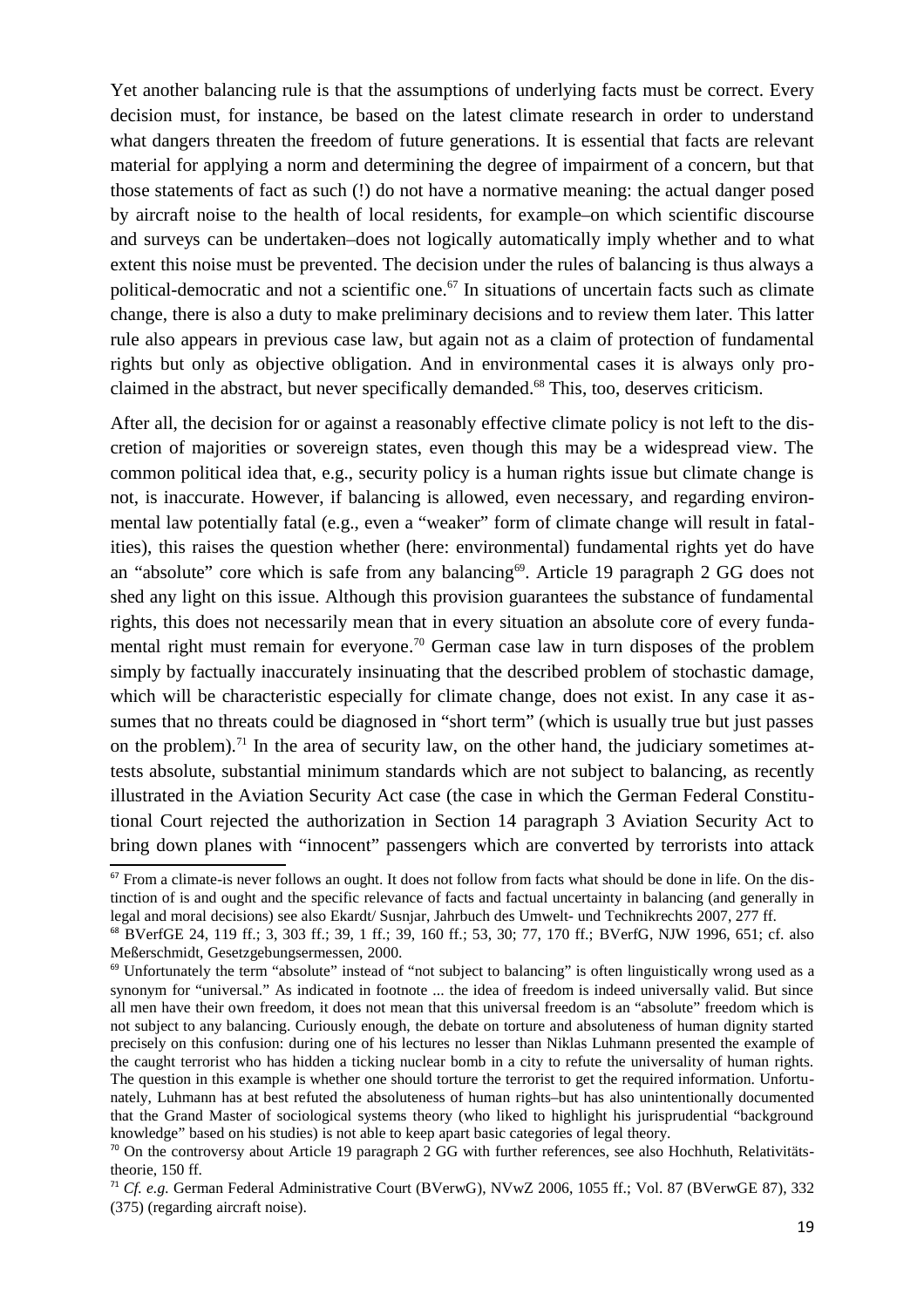Yet another balancing rule is that the assumptions of underlying facts must be correct. Every decision must, for instance, be based on the latest climate research in order to understand what dangers threaten the freedom of future generations. It is essential that facts are relevant material for applying a norm and determining the degree of impairment of a concern, but that those statements of fact as such (!) do not have a normative meaning: the actual danger posed by aircraft noise to the health of local residents, for example–on which scientific discourse and surveys can be undertaken–does not logically automatically imply whether and to what extent this noise must be prevented. The decision under the rules of balancing is thus always a political-democratic and not a scientific one.[67] In situations of uncertain facts such as climate change, there is also a duty to make preliminary decisions and to review them later. This latter rule also appears in previous case law, but again not as a claim of protection of fundamental rights but only as objective obligation. And in environmental cases it is always only proclaimed in the abstract, but never specifically demanded.[68] This, too, deserves criticism.

After all, the decision for or against a reasonably effective climate policy is not left to the discretion of majorities or sovereign states, even though this may be a widespread view. The common political idea that, e.g., security policy is a human rights issue but climate change is not, is inaccurate. However, if balancing is allowed, even necessary, and regarding environmental law potentially fatal (e.g., even a "weaker" form of climate change will result in fatalities), this raises the question whether (here: environmental) fundamental rights yet do have an "absolute" core which is safe from any balancing[69]. Article 19 paragraph 2 GG does not shed any light on this issue. Although this provision guarantees the substance of fundamental rights, this does not necessarily mean that in every situation an absolute core of every fundamental right must remain for everyone.[70] German case law in turn disposes of the problem simply by factually inaccurately insinuating that the described problem of stochastic damage, which will be characteristic especially for climate change, does not exist. In any case it assumes that no threats could be diagnosed in "short term" (which is usually true but just passes on the problem).[71] In the area of security law, on the other hand, the judiciary sometimes attests absolute, substantial minimum standards which are not subject to balancing, as recently illustrated in the Aviation Security Act case (the case in which the German Federal Constitutional Court rejected the authorization in Section 14 paragraph 3 Aviation Security Act to bring down planes with "innocent" passengers which are converted by terrorists into attack

---

[67] From a climate-is never follows an ought. It does not follow from facts what should be done in life. On the distinction of is and ought and the specific relevance of facts and factual uncertainty in balancing (and generally in legal and moral decisions) see also Ekardt/ Susnjar, Jahrbuch des Umwelt- und Technikrechts 2007, 277 ff.

[68] BVerfGE 24, 119 ff.; 3, 303 ff.; 39, 1 ff.; 39, 160 ff.; 53, 30; 77, 170 ff.; BVerfG, NJW 1996, 651; cf. also Meßerschmidt, Gesetzgebungsermessen, 2000.

[69] Unfortunately the term "absolute" instead of "not subject to balancing" is often linguistically wrong used as a synonym for "universal." As indicated in footnote ... the idea of freedom is indeed universally valid. But since all men have their own freedom, it does not mean that this universal freedom is an "absolute" freedom which is not subject to any balancing. Curiously enough, the debate on torture and absoluteness of human dignity started precisely on this confusion: during one of his lectures no lesser than Niklas Luhmann presented the example of the caught terrorist who has hidden a ticking nuclear bomb in a city to refute the universality of human rights. The question in this example is whether one should torture the terrorist to get the required information. Unfortunately, Luhmann has at best refuted the absoluteness of human rights–but has also unintentionally documented that the Grand Master of sociological systems theory (who liked to highlight his jurisprudential "background knowledge" based on his studies) is not able to keep apart basic categories of legal theory.

[70] On the controversy about Article 19 paragraph 2 GG with further references, see also Hochhuth, Relativitätstheorie, 150 ff.

[71] *Cf. e.g.* German Federal Administrative Court (BVerwG), NVwZ 2006, 1055 ff.; Vol. 87 (BVerwGE 87), 332 (375) (regarding aircraft noise).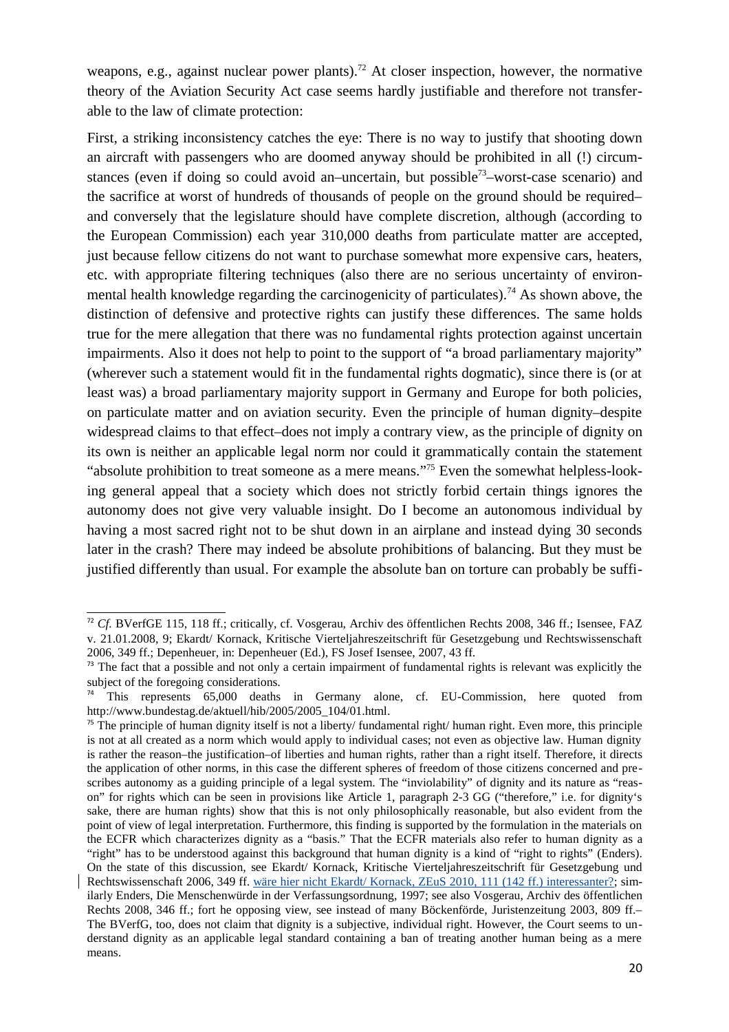weapons, e.g., against nuclear power plants).[72] At closer inspection, however, the normative theory of the Aviation Security Act case seems hardly justifiable and therefore not transferable to the law of climate protection:

First, a striking inconsistency catches the eye: There is no way to justify that shooting down an aircraft with passengers who are doomed anyway should be prohibited in all (!) circumstances (even if doing so could avoid an–uncertain, but possible[73]–worst-case scenario) and the sacrifice at worst of hundreds of thousands of people on the ground should be required–and conversely that the legislature should have complete discretion, although (according to the European Commission) each year 310,000 deaths from particulate matter are accepted, just because fellow citizens do not want to purchase somewhat more expensive cars, heaters, etc. with appropriate filtering techniques (also there are no serious uncertainty of environmental health knowledge regarding the carcinogenicity of particulates).[74] As shown above, the distinction of defensive and protective rights can justify these differences. The same holds true for the mere allegation that there was no fundamental rights protection against uncertain impairments. Also it does not help to point to the support of "a broad parliamentary majority" (wherever such a statement would fit in the fundamental rights dogmatic), since there is (or at least was) a broad parliamentary majority support in Germany and Europe for both policies, on particulate matter and on aviation security. Even the principle of human dignity–despite widespread claims to that effect–does not imply a contrary view, as the principle of dignity on its own is neither an applicable legal norm nor could it grammatically contain the statement "absolute prohibition to treat someone as a mere means."[75] Even the somewhat helpless-looking general appeal that a society which does not strictly forbid certain things ignores the autonomy does not give very valuable insight. Do I become an autonomous individual by having a most sacred right not to be shut down in an airplane and instead dying 30 seconds later in the crash? There may indeed be absolute prohibitions of balancing. But they must be justified differently than usual. For example the absolute ban on torture can probably be suffi-

---

[72] *Cf.* BVerfGE 115, 118 ff.; critically, cf. Vosgerau, Archiv des öffentlichen Rechts 2008, 346 ff.; Isensee, FAZ v. 21.01.2008, 9; Ekardt/ Kornack, Kritische Vierteljahreszeitschrift für Gesetzgebung und Rechtswissenschaft 2006, 349 ff.; Depenheuer, in: Depenheuer (Ed.), FS Josef Isensee, 2007, 43 ff.

[73] The fact that a possible and not only a certain impairment of fundamental rights is relevant was explicitly the subject of the foregoing considerations.

[74] This represents 65,000 deaths in Germany alone, cf. EU-Commission, here quoted from http://www.bundestag.de/aktuell/hib/2005/2005_104/01.html.

[75] The principle of human dignity itself is not a liberty/ fundamental right/ human right. Even more, this principle is not at all created as a norm which would apply to individual cases; not even as objective law. Human dignity is rather the reason–the justification–of liberties and human rights, rather than a right itself. Therefore, it directs the application of other norms, in this case the different spheres of freedom of those citizens concerned and prescribes autonomy as a guiding principle of a legal system. The "inviolability" of dignity and its nature as "reason" for rights which can be seen in provisions like Article 1, paragraph 2-3 GG ("therefore," i.e. for dignity's sake, there are human rights) show that this is not only philosophically reasonable, but also evident from the point of view of legal interpretation. Furthermore, this finding is supported by the formulation in the materials on the ECFR which characterizes dignity as a "basis." That the ECFR materials also refer to human dignity as a "right" has to be understood against this background that human dignity is a kind of "right to rights" (Enders). On the state of this discussion, see Ekardt/ Kornack, Kritische Vierteljahreszeitschrift für Gesetzgebung und Rechtswissenschaft 2006, 349 ff. wäre hier nicht Ekardt/ Kornack, ZEuS 2010, 111 (142 ff.) interessanter?; similarly Enders, Die Menschenwürde in der Verfassungsordnung, 1997; see also Vosgerau, Archiv des öffentlichen Rechts 2008, 346 ff.; fort he opposing view, see instead of many Böckenförde, Juristenzeitung 2003, 809 ff.– The BVerfG, too, does not claim that dignity is a subjective, individual right. However, the Court seems to understand dignity as an applicable legal standard containing a ban of treating another human being as a mere means.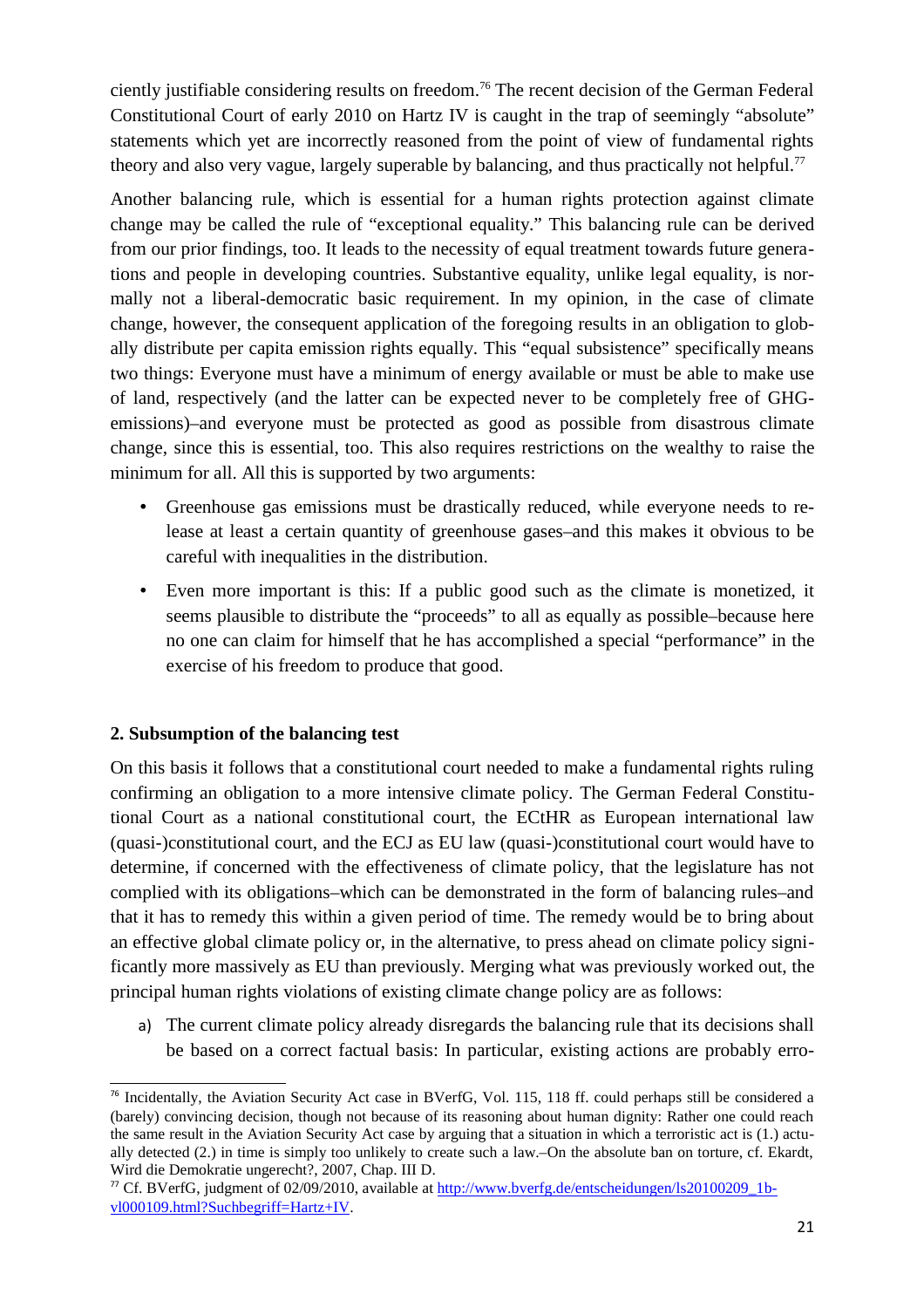ciently justifiable considering results on freedom.[76] The recent decision of the German Federal Constitutional Court of early 2010 on Hartz IV is caught in the trap of seemingly "absolute" statements which yet are incorrectly reasoned from the point of view of fundamental rights theory and also very vague, largely superable by balancing, and thus practically not helpful.[77]

Another balancing rule, which is essential for a human rights protection against climate change may be called the rule of "exceptional equality." This balancing rule can be derived from our prior findings, too. It leads to the necessity of equal treatment towards future generations and people in developing countries. Substantive equality, unlike legal equality, is normally not a liberal-democratic basic requirement. In my opinion, in the case of climate change, however, the consequent application of the foregoing results in an obligation to globally distribute per capita emission rights equally. This "equal subsistence" specifically means two things: Everyone must have a minimum of energy available or must be able to make use of land, respectively (and the latter can be expected never to be completely free of GHG-emissions)–and everyone must be protected as good as possible from disastrous climate change, since this is essential, too. This also requires restrictions on the wealthy to raise the minimum for all. All this is supported by two arguments:

- Greenhouse gas emissions must be drastically reduced, while everyone needs to release at least a certain quantity of greenhouse gases–and this makes it obvious to be careful with inequalities in the distribution.
- Even more important is this: If a public good such as the climate is monetized, it seems plausible to distribute the "proceeds" to all as equally as possible–because here no one can claim for himself that he has accomplished a special "performance" in the exercise of his freedom to produce that good.

### 2. Subsumption of the balancing test

On this basis it follows that a constitutional court needed to make a fundamental rights ruling confirming an obligation to a more intensive climate policy. The German Federal Constitutional Court as a national constitutional court, the ECtHR as European international law (quasi-)constitutional court, and the ECJ as EU law (quasi-)constitutional court would have to determine, if concerned with the effectiveness of climate policy, that the legislature has not complied with its obligations–which can be demonstrated in the form of balancing rules–and that it has to remedy this within a given period of time. The remedy would be to bring about an effective global climate policy or, in the alternative, to press ahead on climate policy significantly more massively as EU than previously. Merging what was previously worked out, the principal human rights violations of existing climate change policy are as follows:

a) The current climate policy already disregards the balancing rule that its decisions shall be based on a correct factual basis: In particular, existing actions are probably erro-

---

[76] Incidentally, the Aviation Security Act case in BVerfG, Vol. 115, 118 ff. could perhaps still be considered a (barely) convincing decision, though not because of its reasoning about human dignity: Rather one could reach the same result in the Aviation Security Act case by arguing that a situation in which a terroristic act is (1.) actually detected (2.) in time is simply too unlikely to create such a law.–On the absolute ban on torture, cf. Ekardt, Wird die Demokratie ungerecht?, 2007, Chap. III D.

[77] Cf. BVerfG, judgment of 02/09/2010, available at http://www.bverfg.de/entscheidungen/ls20100209_1bvl000109.html?Suchbegriff=Hartz+IV.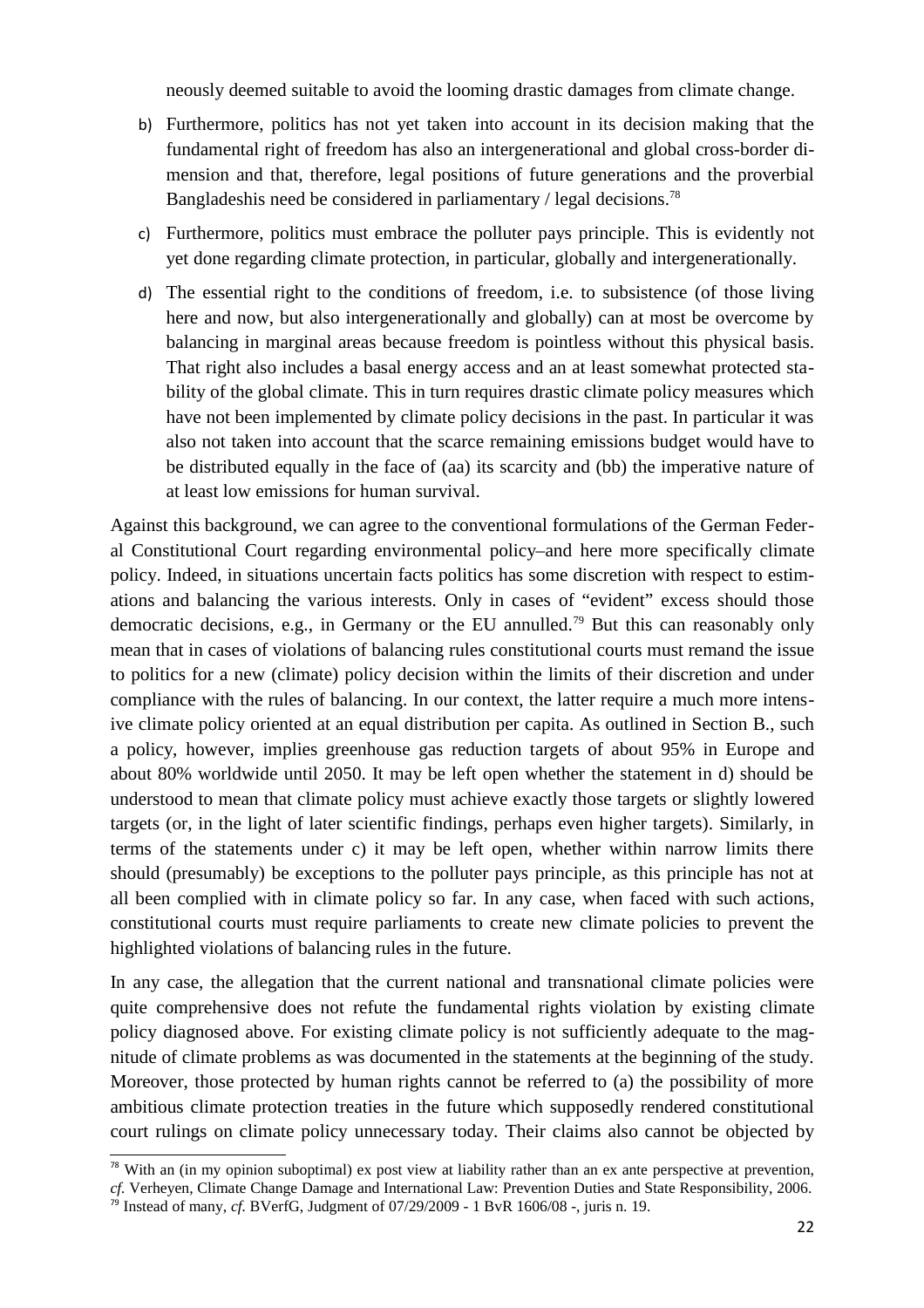neously deemed suitable to avoid the looming drastic damages from climate change.

b) Furthermore, politics has not yet taken into account in its decision making that the fundamental right of freedom has also an intergenerational and global cross-border dimension and that, therefore, legal positions of future generations and the proverbial Bangladeshis need be considered in parliamentary / legal decisions.[78]

c) Furthermore, politics must embrace the polluter pays principle. This is evidently not yet done regarding climate protection, in particular, globally and intergenerationally.

d) The essential right to the conditions of freedom, i.e. to subsistence (of those living here and now, but also intergenerationally and globally) can at most be overcome by balancing in marginal areas because freedom is pointless without this physical basis. That right also includes a basal energy access and an at least somewhat protected stability of the global climate. This in turn requires drastic climate policy measures which have not been implemented by climate policy decisions in the past. In particular it was also not taken into account that the scarce remaining emissions budget would have to be distributed equally in the face of (aa) its scarcity and (bb) the imperative nature of at least low emissions for human survival.

Against this background, we can agree to the conventional formulations of the German Federal Constitutional Court regarding environmental policy–and here more specifically climate policy. Indeed, in situations uncertain facts politics has some discretion with respect to estimations and balancing the various interests. Only in cases of "evident" excess should those democratic decisions, e.g., in Germany or the EU annulled.[79] But this can reasonably only mean that in cases of violations of balancing rules constitutional courts must remand the issue to politics for a new (climate) policy decision within the limits of their discretion and under compliance with the rules of balancing. In our context, the latter require a much more intensive climate policy oriented at an equal distribution per capita. As outlined in Section B., such a policy, however, implies greenhouse gas reduction targets of about 95% in Europe and about 80% worldwide until 2050. It may be left open whether the statement in d) should be understood to mean that climate policy must achieve exactly those targets or slightly lowered targets (or, in the light of later scientific findings, perhaps even higher targets). Similarly, in terms of the statements under c) it may be left open, whether within narrow limits there should (presumably) be exceptions to the polluter pays principle, as this principle has not at all been complied with in climate policy so far. In any case, when faced with such actions, constitutional courts must require parliaments to create new climate policies to prevent the highlighted violations of balancing rules in the future.

In any case, the allegation that the current national and transnational climate policies were quite comprehensive does not refute the fundamental rights violation by existing climate policy diagnosed above. For existing climate policy is not sufficiently adequate to the magnitude of climate problems as was documented in the statements at the beginning of the study. Moreover, those protected by human rights cannot be referred to (a) the possibility of more ambitious climate protection treaties in the future which supposedly rendered constitutional court rulings on climate policy unnecessary today. Their claims also cannot be objected by

[78] With an (in my opinion suboptimal) ex post view at liability rather than an ex ante perspective at prevention, *cf.* Verheyen, Climate Change Damage and International Law: Prevention Duties and State Responsibility, 2006.

[79] Instead of many, *cf.* BVerfG, Judgment of 07/29/2009 - 1 BvR 1606/08 -, juris n. 19.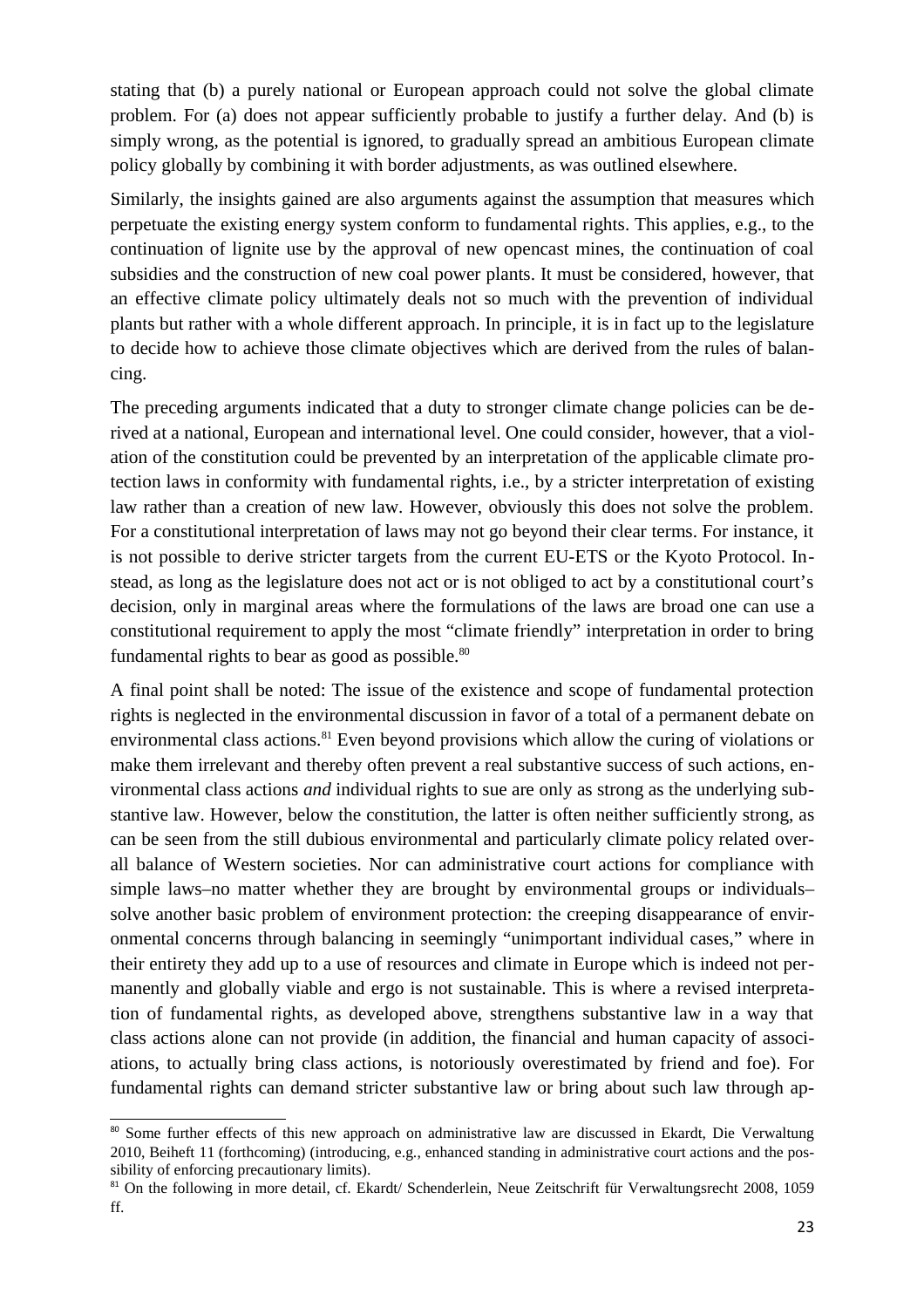stating that (b) a purely national or European approach could not solve the global climate problem. For (a) does not appear sufficiently probable to justify a further delay. And (b) is simply wrong, as the potential is ignored, to gradually spread an ambitious European climate policy globally by combining it with border adjustments, as was outlined elsewhere.

Similarly, the insights gained are also arguments against the assumption that measures which perpetuate the existing energy system conform to fundamental rights. This applies, e.g., to the continuation of lignite use by the approval of new opencast mines, the continuation of coal subsidies and the construction of new coal power plants. It must be considered, however, that an effective climate policy ultimately deals not so much with the prevention of individual plants but rather with a whole different approach. In principle, it is in fact up to the legislature to decide how to achieve those climate objectives which are derived from the rules of balancing.

The preceding arguments indicated that a duty to stronger climate change policies can be derived at a national, European and international level. One could consider, however, that a violation of the constitution could be prevented by an interpretation of the applicable climate protection laws in conformity with fundamental rights, i.e., by a stricter interpretation of existing law rather than a creation of new law. However, obviously this does not solve the problem. For a constitutional interpretation of laws may not go beyond their clear terms. For instance, it is not possible to derive stricter targets from the current EU-ETS or the Kyoto Protocol. Instead, as long as the legislature does not act or is not obliged to act by a constitutional court's decision, only in marginal areas where the formulations of the laws are broad one can use a constitutional requirement to apply the most "climate friendly" interpretation in order to bring fundamental rights to bear as good as possible.[80]

A final point shall be noted: The issue of the existence and scope of fundamental protection rights is neglected in the environmental discussion in favor of a total of a permanent debate on environmental class actions.[81] Even beyond provisions which allow the curing of violations or make them irrelevant and thereby often prevent a real substantive success of such actions, environmental class actions *and* individual rights to sue are only as strong as the underlying substantive law. However, below the constitution, the latter is often neither sufficiently strong, as can be seen from the still dubious environmental and particularly climate policy related overall balance of Western societies. Nor can administrative court actions for compliance with simple laws–no matter whether they are brought by environmental groups or individuals–solve another basic problem of environment protection: the creeping disappearance of environmental concerns through balancing in seemingly "unimportant individual cases," where in their entirety they add up to a use of resources and climate in Europe which is indeed not permanently and globally viable and ergo is not sustainable. This is where a revised interpretation of fundamental rights, as developed above, strengthens substantive law in a way that class actions alone can not provide (in addition, the financial and human capacity of associations, to actually bring class actions, is notoriously overestimated by friend and foe). For fundamental rights can demand stricter substantive law or bring about such law through ap-

[80] Some further effects of this new approach on administrative law are discussed in Ekardt, Die Verwaltung 2010, Beiheft 11 (forthcoming) (introducing, e.g., enhanced standing in administrative court actions and the possibility of enforcing precautionary limits).

[81] On the following in more detail, cf. Ekardt/ Schenderlein, Neue Zeitschrift für Verwaltungsrecht 2008, 1059 ff.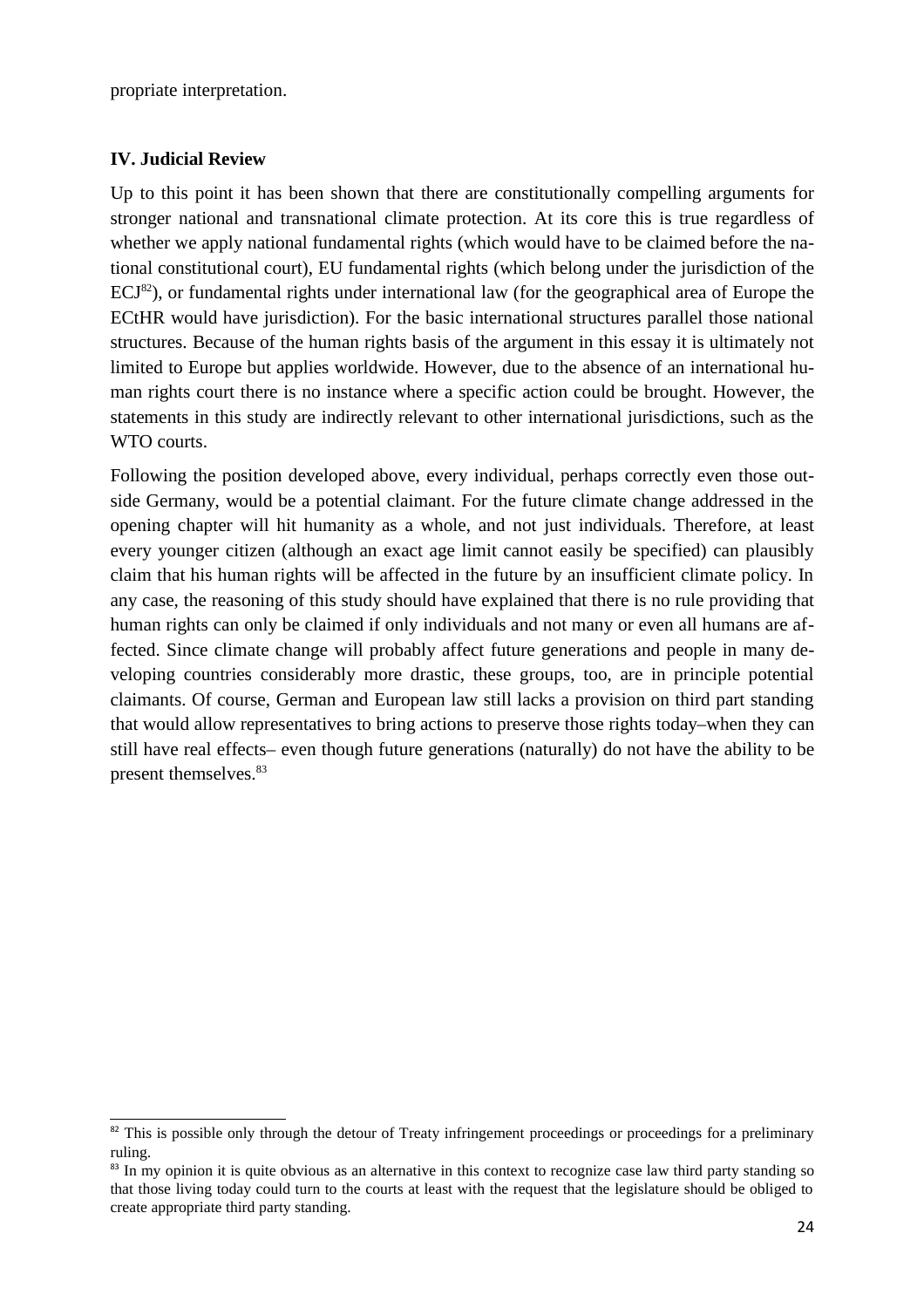propriate interpretation.

### IV. Judicial Review

Up to this point it has been shown that there are constitutionally compelling arguments for stronger national and transnational climate protection. At its core this is true regardless of whether we apply national fundamental rights (which would have to be claimed before the national constitutional court), EU fundamental rights (which belong under the jurisdiction of the ECJ[82]), or fundamental rights under international law (for the geographical area of Europe the ECtHR would have jurisdiction). For the basic international structures parallel those national structures. Because of the human rights basis of the argument in this essay it is ultimately not limited to Europe but applies worldwide. However, due to the absence of an international human rights court there is no instance where a specific action could be brought. However, the statements in this study are indirectly relevant to other international jurisdictions, such as the WTO courts.

Following the position developed above, every individual, perhaps correctly even those outside Germany, would be a potential claimant. For the future climate change addressed in the opening chapter will hit humanity as a whole, and not just individuals. Therefore, at least every younger citizen (although an exact age limit cannot easily be specified) can plausibly claim that his human rights will be affected in the future by an insufficient climate policy. In any case, the reasoning of this study should have explained that there is no rule providing that human rights can only be claimed if only individuals and not many or even all humans are affected. Since climate change will probably affect future generations and people in many developing countries considerably more drastic, these groups, too, are in principle potential claimants. Of course, German and European law still lacks a provision on third part standing that would allow representatives to bring actions to preserve those rights today–when they can still have real effects– even though future generations (naturally) do not have the ability to be present themselves.[83]

[82] This is possible only through the detour of Treaty infringement proceedings or proceedings for a preliminary ruling.

[83] In my opinion it is quite obvious as an alternative in this context to recognize case law third party standing so that those living today could turn to the courts at least with the request that the legislature should be obliged to create appropriate third party standing.